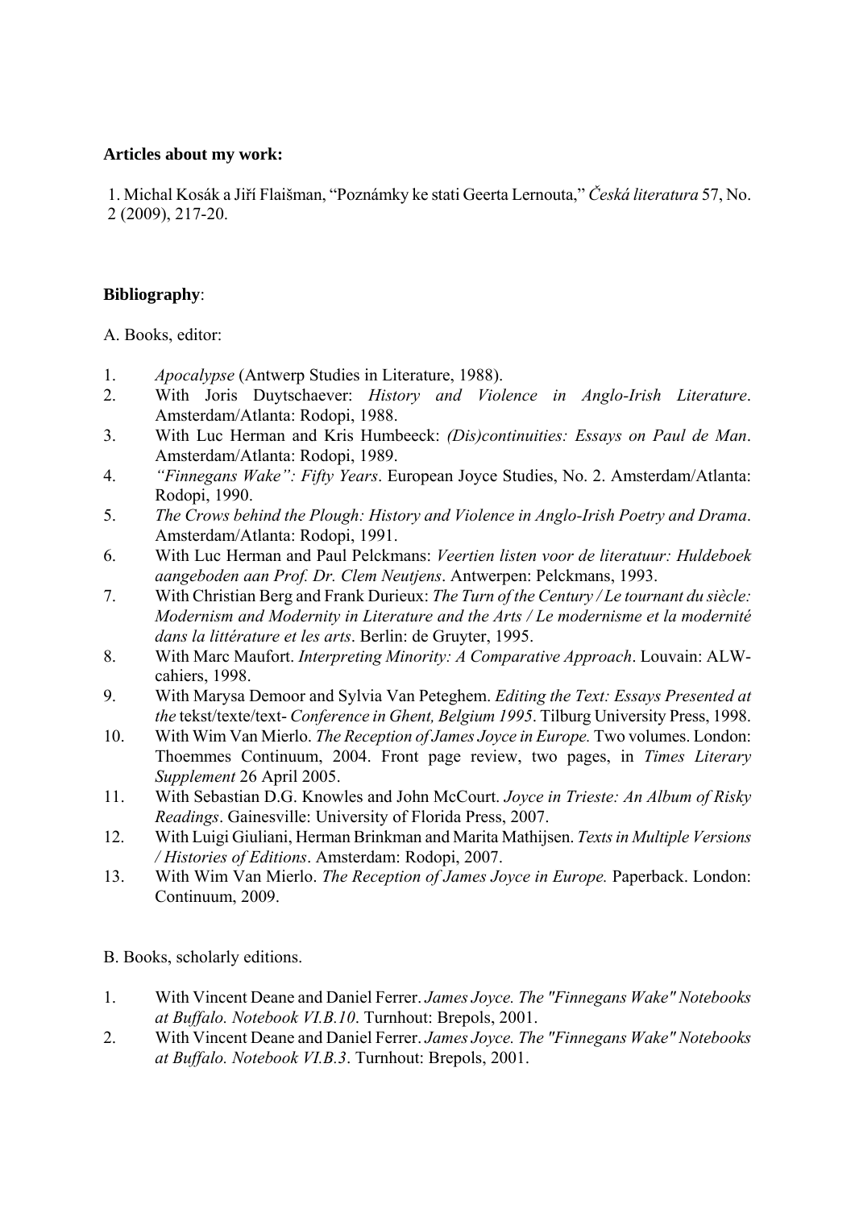**Articles about my work:**

1. Michal Kosák a Jiří Flaišman, "Poznámky ke stati Geerta Lernouta," *Česká literatura* 57, No. 2 (2009), 217-20.

**Bibliography**:

A. Books, editor:

1. *Apocalypse* (Antwerp Studies in Literature, 1988).
2. With Joris Duytschaever: *History and Violence in Anglo-Irish Literature*. Amsterdam/Atlanta: Rodopi, 1988.
3. With Luc Herman and Kris Humbeeck: *(Dis)continuities: Essays on Paul de Man*. Amsterdam/Atlanta: Rodopi, 1989.
4. *"Finnegans Wake": Fifty Years*. European Joyce Studies, No. 2. Amsterdam/Atlanta: Rodopi, 1990.
5. *The Crows behind the Plough: History and Violence in Anglo-Irish Poetry and Drama*. Amsterdam/Atlanta: Rodopi, 1991.
6. With Luc Herman and Paul Pelckmans: *Veertien listen voor de literatuur: Huldeboek aangeboden aan Prof. Dr. Clem Neutjens*. Antwerpen: Pelckmans, 1993.
7. With Christian Berg and Frank Durieux: *The Turn of the Century / Le tournant du siècle: Modernism and Modernity in Literature and the Arts / Le modernisme et la modernité dans la littérature et les arts*. Berlin: de Gruyter, 1995.
8. With Marc Maufort. *Interpreting Minority: A Comparative Approach*. Louvain: ALW-cahiers, 1998.
9. With Marysa Demoor and Sylvia Van Peteghem. *Editing the Text: Essays Presented at the* tekst/texte/text- *Conference in Ghent, Belgium 1995*. Tilburg University Press, 1998.
10. With Wim Van Mierlo. *The Reception of James Joyce in Europe.* Two volumes. London: Thoemmes Continuum, 2004. Front page review, two pages, in *Times Literary Supplement* 26 April 2005.
11. With Sebastian D.G. Knowles and John McCourt. *Joyce in Trieste: An Album of Risky Readings*. Gainesville: University of Florida Press, 2007.
12. With Luigi Giuliani, Herman Brinkman and Marita Mathijsen. *Texts in Multiple Versions / Histories of Editions*. Amsterdam: Rodopi, 2007.
13. With Wim Van Mierlo. *The Reception of James Joyce in Europe.* Paperback. London: Continuum, 2009.

B. Books, scholarly editions.

1. With Vincent Deane and Daniel Ferrer. *James Joyce. The "Finnegans Wake" Notebooks at Buffalo. Notebook VI.B.10*. Turnhout: Brepols, 2001.
2. With Vincent Deane and Daniel Ferrer. *James Joyce. The "Finnegans Wake" Notebooks at Buffalo. Notebook VI.B.3*. Turnhout: Brepols, 2001.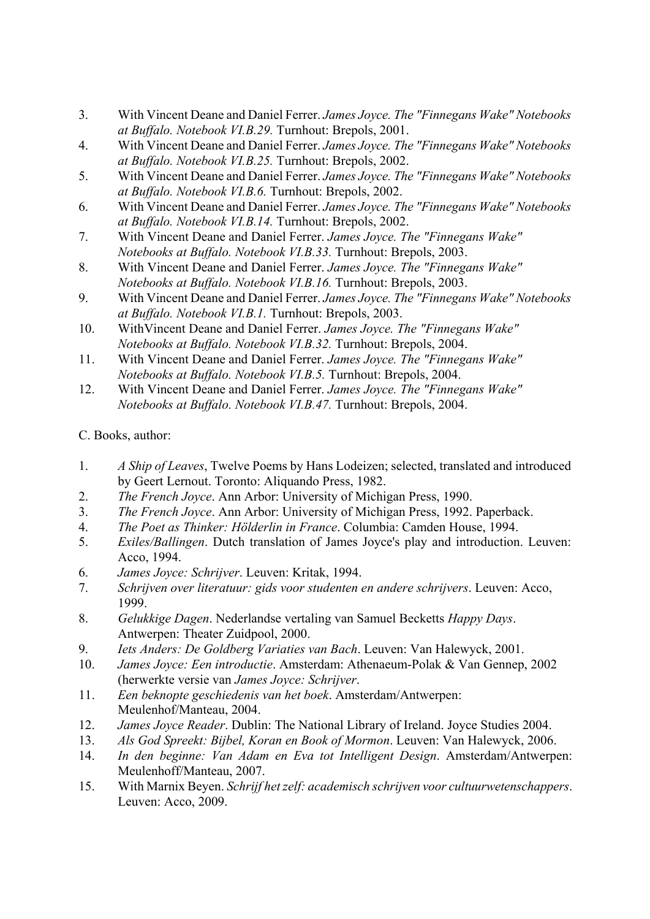3. With Vincent Deane and Daniel Ferrer. *James Joyce. The "Finnegans Wake" Notebooks at Buffalo. Notebook VI.B.29.* Turnhout: Brepols, 2001.
4. With Vincent Deane and Daniel Ferrer. *James Joyce. The "Finnegans Wake" Notebooks at Buffalo. Notebook VI.B.25.* Turnhout: Brepols, 2002.
5. With Vincent Deane and Daniel Ferrer. *James Joyce. The "Finnegans Wake" Notebooks at Buffalo. Notebook VI.B.6.* Turnhout: Brepols, 2002.
6. With Vincent Deane and Daniel Ferrer. *James Joyce. The "Finnegans Wake" Notebooks at Buffalo. Notebook VI.B.14.* Turnhout: Brepols, 2002.
7. With Vincent Deane and Daniel Ferrer. *James Joyce. The "Finnegans Wake" Notebooks at Buffalo. Notebook VI.B.33.* Turnhout: Brepols, 2003.
8. With Vincent Deane and Daniel Ferrer. *James Joyce. The "Finnegans Wake" Notebooks at Buffalo. Notebook VI.B.16.* Turnhout: Brepols, 2003.
9. With Vincent Deane and Daniel Ferrer. *James Joyce. The "Finnegans Wake" Notebooks at Buffalo. Notebook VI.B.1.* Turnhout: Brepols, 2003.
10. WithVincent Deane and Daniel Ferrer. *James Joyce. The "Finnegans Wake" Notebooks at Buffalo. Notebook VI.B.32.* Turnhout: Brepols, 2004.
11. With Vincent Deane and Daniel Ferrer. *James Joyce. The "Finnegans Wake" Notebooks at Buffalo. Notebook VI.B.5.* Turnhout: Brepols, 2004.
12. With Vincent Deane and Daniel Ferrer. *James Joyce. The "Finnegans Wake" Notebooks at Buffalo. Notebook VI.B.47.* Turnhout: Brepols, 2004.

C. Books, author:

1. *A Ship of Leaves*, Twelve Poems by Hans Lodeizen; selected, translated and introduced by Geert Lernout. Toronto: Aliquando Press, 1982.
2. *The French Joyce*. Ann Arbor: University of Michigan Press, 1990.
3. *The French Joyce*. Ann Arbor: University of Michigan Press, 1992. Paperback.
4. *The Poet as Thinker: Hölderlin in France*. Columbia: Camden House, 1994.
5. *Exiles/Ballingen*. Dutch translation of James Joyce's play and introduction. Leuven: Acco, 1994.
6. *James Joyce: Schrijver*. Leuven: Kritak, 1994.
7. *Schrijven over literatuur: gids voor studenten en andere schrijvers*. Leuven: Acco, 1999.
8. *Gelukkige Dagen*. Nederlandse vertaling van Samuel Becketts *Happy Days*. Antwerpen: Theater Zuidpool, 2000.
9. *Iets Anders: De Goldberg Variaties van Bach*. Leuven: Van Halewyck, 2001.
10. *James Joyce: Een introductie*. Amsterdam: Athenaeum-Polak & Van Gennep, 2002 (herwerkte versie van *James Joyce: Schrijver*.
11. *Een beknopte geschiedenis van het boek*. Amsterdam/Antwerpen: Meulenhof/Manteau, 2004.
12. *James Joyce Reader*. Dublin: The National Library of Ireland. Joyce Studies 2004.
13. *Als God Spreekt: Bijbel, Koran en Book of Mormon*. Leuven: Van Halewyck, 2006.
14. *In den beginne: Van Adam en Eva tot Intelligent Design*. Amsterdam/Antwerpen: Meulenhoff/Manteau, 2007.
15. With Marnix Beyen. *Schrijf het zelf: academisch schrijven voor cultuurwetenschappers*. Leuven: Acco, 2009.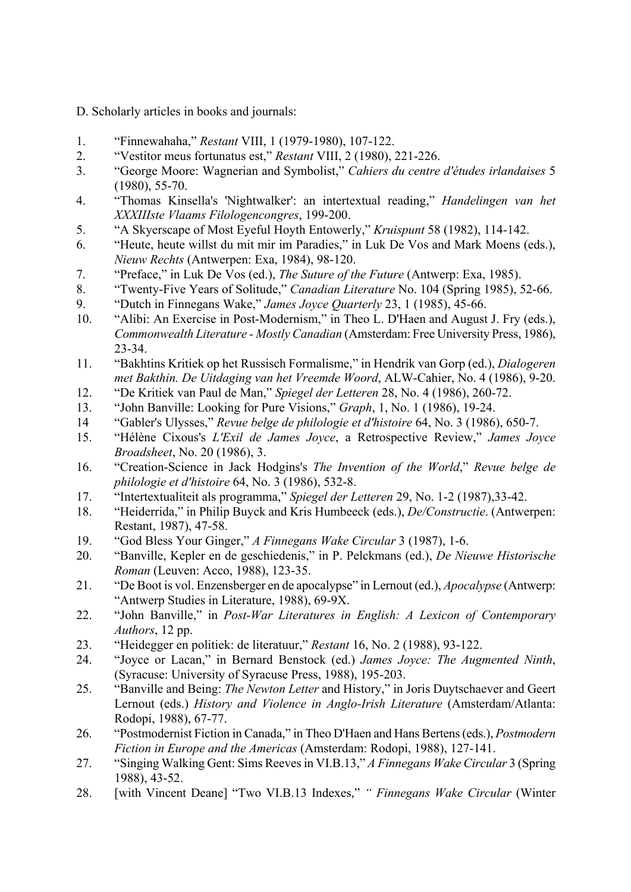D. Scholarly articles in books and journals:

1. “Finnewahaha,” *Restant* VIII, 1 (1979-1980), 107-122.
2. “Vestitor meus fortunatus est,” *Restant* VIII, 2 (1980), 221-226.
3. “George Moore: Wagnerian and Symbolist,” *Cahiers du centre d'études irlandaises* 5 (1980), 55-70.
4. “Thomas Kinsella's 'Nightwalker': an intertextual reading,” *Handelingen van het XXXIIIste Vlaams Filologencongres*, 199-200.
5. “A Skyerscape of Most Eyeful Hoyth Entowerly,” *Kruispunt* 58 (1982), 114-142.
6. “Heute, heute willst du mit mir im Paradies,” in Luk De Vos and Mark Moens (eds.), *Nieuw Rechts* (Antwerpen: Exa, 1984), 98-120.
7. “Preface,” in Luk De Vos (ed.), *The Suture of the Future* (Antwerp: Exa, 1985).
8. “Twenty-Five Years of Solitude,” *Canadian Literature* No. 104 (Spring 1985), 52-66.
9. “Dutch in Finnegans Wake,” *James Joyce Quarterly* 23, 1 (1985), 45-66.
10. “Alibi: An Exercise in Post-Modernism,” in Theo L. D'Haen and August J. Fry (eds.), *Commonwealth Literature - Mostly Canadian* (Amsterdam: Free University Press, 1986), 23-34.
11. “Bakhtins Kritiek op het Russisch Formalisme,” in Hendrik van Gorp (ed.), *Dialogeren met Bakthin. De Uitdaging van het Vreemde Woord*, ALW-Cahier, No. 4 (1986), 9-20.
12. “De Kritiek van Paul de Man,” *Spiegel der Letteren* 28, No. 4 (1986), 260-72.
13. “John Banville: Looking for Pure Visions,” *Graph*, 1, No. 1 (1986), 19-24.
14. “Gabler's Ulysses,” *Revue belge de philologie et d'histoire* 64, No. 3 (1986), 650-7.
15. “Hélène Cixous's *L'Exil de James Joyce*, a Retrospective Review,” *James Joyce Broadsheet*, No. 20 (1986), 3.
16. “Creation-Science in Jack Hodgins's *The Invention of the World*,” *Revue belge de philologie et d'histoire* 64, No. 3 (1986), 532-8.
17. “Intertextualiteit als programma,” *Spiegel der Letteren* 29, No. 1-2 (1987),33-42.
18. “Heiderrida,” in Philip Buyck and Kris Humbeeck (eds.), *De/Constructie*. (Antwerpen: Restant, 1987), 47-58.
19. “God Bless Your Ginger,” *A Finnegans Wake Circular* 3 (1987), 1-6.
20. “Banville, Kepler en de geschiedenis,” in P. Pelckmans (ed.), *De Nieuwe Historische Roman* (Leuven: Acco, 1988), 123-35.
21. “De Boot is vol. Enzensberger en de apocalypse” in Lernout (ed.), *Apocalypse* (Antwerp: “Antwerp Studies in Literature, 1988), 69-9X.
22. “John Banville,” in *Post-War Literatures in English: A Lexicon of Contemporary Authors*, 12 pp.
23. “Heidegger en politiek: de literatuur,” *Restant* 16, No. 2 (1988), 93-122.
24. “Joyce or Lacan,” in Bernard Benstock (ed.) *James Joyce: The Augmented Ninth*, (Syracuse: University of Syracuse Press, 1988), 195-203.
25. “Banville and Being: *The Newton Letter* and History,” in Joris Duytschaever and Geert Lernout (eds.) *History and Violence in Anglo-Irish Literature* (Amsterdam/Atlanta: Rodopi, 1988), 67-77.
26. “Postmodernist Fiction in Canada,” in Theo D'Haen and Hans Bertens (eds.), *Postmodern Fiction in Europe and the Americas* (Amsterdam: Rodopi, 1988), 127-141.
27. “Singing Walking Gent: Sims Reeves in VI.B.13,” *A Finnegans Wake Circular* 3 (Spring 1988), 43-52.
28. [with Vincent Deane] “Two VI.B.13 Indexes,” *“ Finnegans Wake Circular* (Winter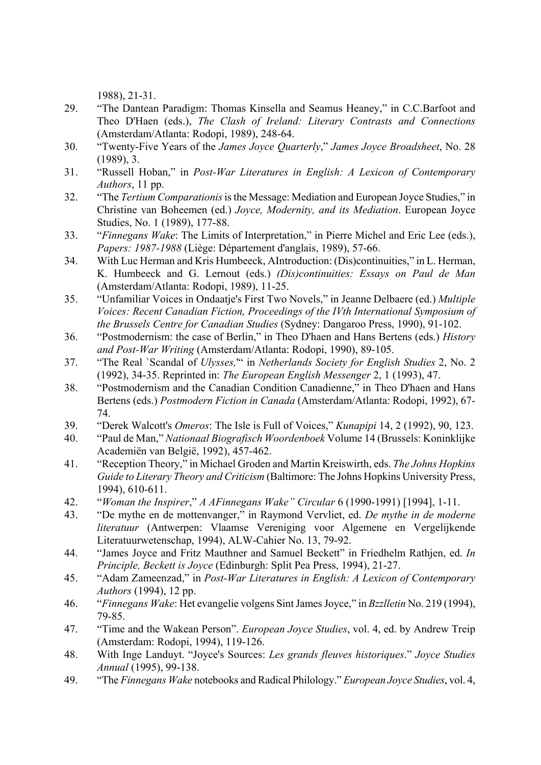1988), 21-31.

29. "The Dantean Paradigm: Thomas Kinsella and Seamus Heaney," in C.C.Barfoot and Theo D'Haen (eds.), *The Clash of Ireland: Literary Contrasts and Connections* (Amsterdam/Atlanta: Rodopi, 1989), 248-64.
30. "Twenty-Five Years of the *James Joyce Quarterly*," *James Joyce Broadsheet*, No. 28 (1989), 3.
31. "Russell Hoban," in *Post-War Literatures in English: A Lexicon of Contemporary Authors*, 11 pp.
32. "The *Tertium Comparationis* is the Message: Mediation and European Joyce Studies," in Christine van Boheemen (ed.) *Joyce, Modernity, and its Mediation*. European Joyce Studies, No. 1 (1989), 177-88.
33. "*Finnegans Wake*: The Limits of Interpretation," in Pierre Michel and Eric Lee (eds.), *Papers: 1987-1988* (Liège: Département d'anglais, 1989), 57-66.
34. With Luc Herman and Kris Humbeeck, AIntroduction: (Dis)continuities," in L. Herman, K. Humbeeck and G. Lernout (eds.) *(Dis)continuities: Essays on Paul de Man* (Amsterdam/Atlanta: Rodopi, 1989), 11-25.
35. "Unfamiliar Voices in Ondaatje's First Two Novels," in Jeanne Delbaere (ed.) *Multiple Voices: Recent Canadian Fiction, Proceedings of the IVth International Symposium of the Brussels Centre for Canadian Studies* (Sydney: Dangaroo Press, 1990), 91-102.
36. "Postmodernism: the case of Berlin," in Theo D'haen and Hans Bertens (eds.) *History and Post-War Writing* (Amsterdam/Atlanta: Rodopi, 1990), 89-105.
37. "The Real `Scandal of *Ulysses,*'" in *Netherlands Society for English Studies* 2, No. 2 (1992), 34-35. Reprinted in: *The European English Messenger* 2, 1 (1993), 47.
38. "Postmodernism and the Canadian Condition Canadienne," in Theo D'haen and Hans Bertens (eds.) *Postmodern Fiction in Canada* (Amsterdam/Atlanta: Rodopi, 1992), 67-74.
39. "Derek Walcott's *Omeros*: The Isle is Full of Voices," *Kunapipi* 14, 2 (1992), 90, 123.
40. "Paul de Man," *Nationaal Biografisch Woordenboek* Volume 14 (Brussels: Koninklijke Academiën van België, 1992), 457-462.
41. "Reception Theory," in Michael Groden and Martin Kreiswirth, eds. *The Johns Hopkins Guide to Literary Theory and Criticism* (Baltimore: The Johns Hopkins University Press, 1994), 610-611.
42. "*Woman the Inspirer*," *A AFinnegans Wake" Circular* 6 (1990-1991) [1994], 1-11.
43. "De mythe en de mottenvanger," in Raymond Vervliet, ed. *De mythe in de moderne literatuur* (Antwerpen: Vlaamse Vereniging voor Algemene en Vergelijkende Literatuurwetenschap, 1994), ALW-Cahier No. 13, 79-92.
44. "James Joyce and Fritz Mauthner and Samuel Beckett" in Friedhelm Rathjen, ed. *In Principle, Beckett is Joyce* (Edinburgh: Split Pea Press, 1994), 21-27.
45. "Adam Zameenzad," in *Post-War Literatures in English: A Lexicon of Contemporary Authors* (1994), 12 pp.
46. "*Finnegans Wake*: Het evangelie volgens Sint James Joyce," in *Bzzlletin* No. 219 (1994), 79-85.
47. "Time and the Wakean Person". *European Joyce Studies*, vol. 4, ed. by Andrew Treip (Amsterdam: Rodopi, 1994), 119-126.
48. With Inge Landuyt. "Joyce's Sources: *Les grands fleuves historiques*." *Joyce Studies Annual* (1995), 99-138.
49. "The *Finnegans Wake* notebooks and Radical Philology." *European Joyce Studies*, vol. 4,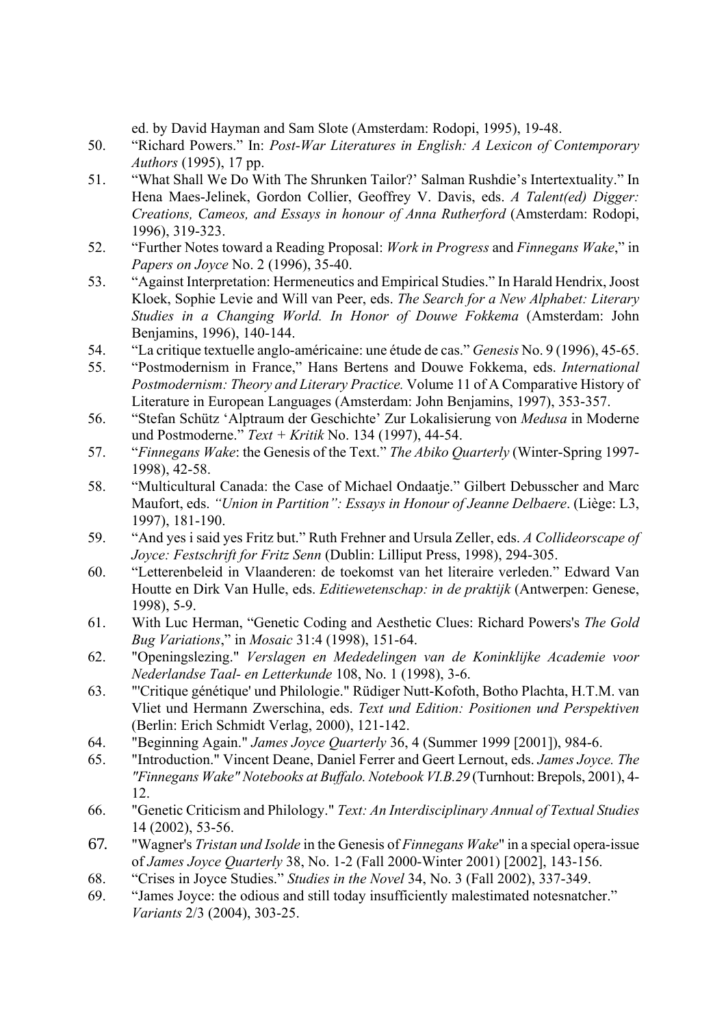ed. by David Hayman and Sam Slote (Amsterdam: Rodopi, 1995), 19-48.

50. “Richard Powers.” In: *Post-War Literatures in English: A Lexicon of Contemporary Authors* (1995), 17 pp.
51. “What Shall We Do With The Shrunken Tailor?’ Salman Rushdie’s Intertextuality.” In Hena Maes-Jelinek, Gordon Collier, Geoffrey V. Davis, eds. *A Talent(ed) Digger: Creations, Cameos, and Essays in honour of Anna Rutherford* (Amsterdam: Rodopi, 1996), 319-323.
52. “Further Notes toward a Reading Proposal: *Work in Progress* and *Finnegans Wake*,” in *Papers on Joyce* No. 2 (1996), 35-40.
53. “Against Interpretation: Hermeneutics and Empirical Studies.” In Harald Hendrix, Joost Kloek, Sophie Levie and Will van Peer, eds. *The Search for a New Alphabet: Literary Studies in a Changing World. In Honor of Douwe Fokkema* (Amsterdam: John Benjamins, 1996), 140-144.
54. “La critique textuelle anglo-américaine: une étude de cas.” *Genesis* No. 9 (1996), 45-65.
55. “Postmodernism in France,” Hans Bertens and Douwe Fokkema, eds. *International Postmodernism: Theory and Literary Practice.* Volume 11 of A Comparative History of Literature in European Languages (Amsterdam: John Benjamins, 1997), 353-357.
56. “Stefan Schütz ‘Alptraum der Geschichte’ Zur Lokalisierung von *Medusa* in Moderne und Postmoderne.” *Text + Kritik* No. 134 (1997), 44-54.
57. “*Finnegans Wake*: the Genesis of the Text.” *The Abiko Quarterly* (Winter-Spring 1997-1998), 42-58.
58. “Multicultural Canada: the Case of Michael Ondaatje.” Gilbert Debusscher and Marc Maufort, eds. *“Union in Partition”: Essays in Honour of Jeanne Delbaere*. (Liège: L3, 1997), 181-190.
59. “And yes i said yes Fritz but.” Ruth Frehner and Ursula Zeller, eds. *A Collideorscape of Joyce: Festschrift for Fritz Senn* (Dublin: Lilliput Press, 1998), 294-305.
60. “Letterenbeleid in Vlaanderen: de toekomst van het literaire verleden.” Edward Van Houtte en Dirk Van Hulle, eds. *Editiewetenschap: in de praktijk* (Antwerpen: Genese, 1998), 5-9.
61. With Luc Herman, “Genetic Coding and Aesthetic Clues: Richard Powers's *The Gold Bug Variations*,” in *Mosaic* 31:4 (1998), 151-64.
62. "Openingslezing." *Verslagen en Mededelingen van de Koninklijke Academie voor Nederlandse Taal- en Letterkunde* 108, No. 1 (1998), 3-6.
63. "'Critique génétique' und Philologie." Rüdiger Nutt-Kofoth, Botho Plachta, H.T.M. van Vliet und Hermann Zwerschina, eds. *Text und Edition: Positionen und Perspektiven* (Berlin: Erich Schmidt Verlag, 2000), 121-142.
64. "Beginning Again." *James Joyce Quarterly* 36, 4 (Summer 1999 [2001]), 984-6.
65. "Introduction." Vincent Deane, Daniel Ferrer and Geert Lernout, eds. *James Joyce. The "Finnegans Wake" Notebooks at Buffalo. Notebook VI.B.29* (Turnhout: Brepols, 2001), 4-12.
66. "Genetic Criticism and Philology." *Text: An Interdisciplinary Annual of Textual Studies* 14 (2002), 53-56.
67. "Wagner's *Tristan und Isolde* in the Genesis of *Finnegans Wake*" in a special opera-issue of *James Joyce Quarterly* 38, No. 1-2 (Fall 2000-Winter 2001) [2002], 143-156.
68. “Crises in Joyce Studies.” *Studies in the Novel* 34, No. 3 (Fall 2002), 337-349.
69. “James Joyce: the odious and still today insufficiently malestimated notesnatcher.” *Variants* 2/3 (2004), 303-25.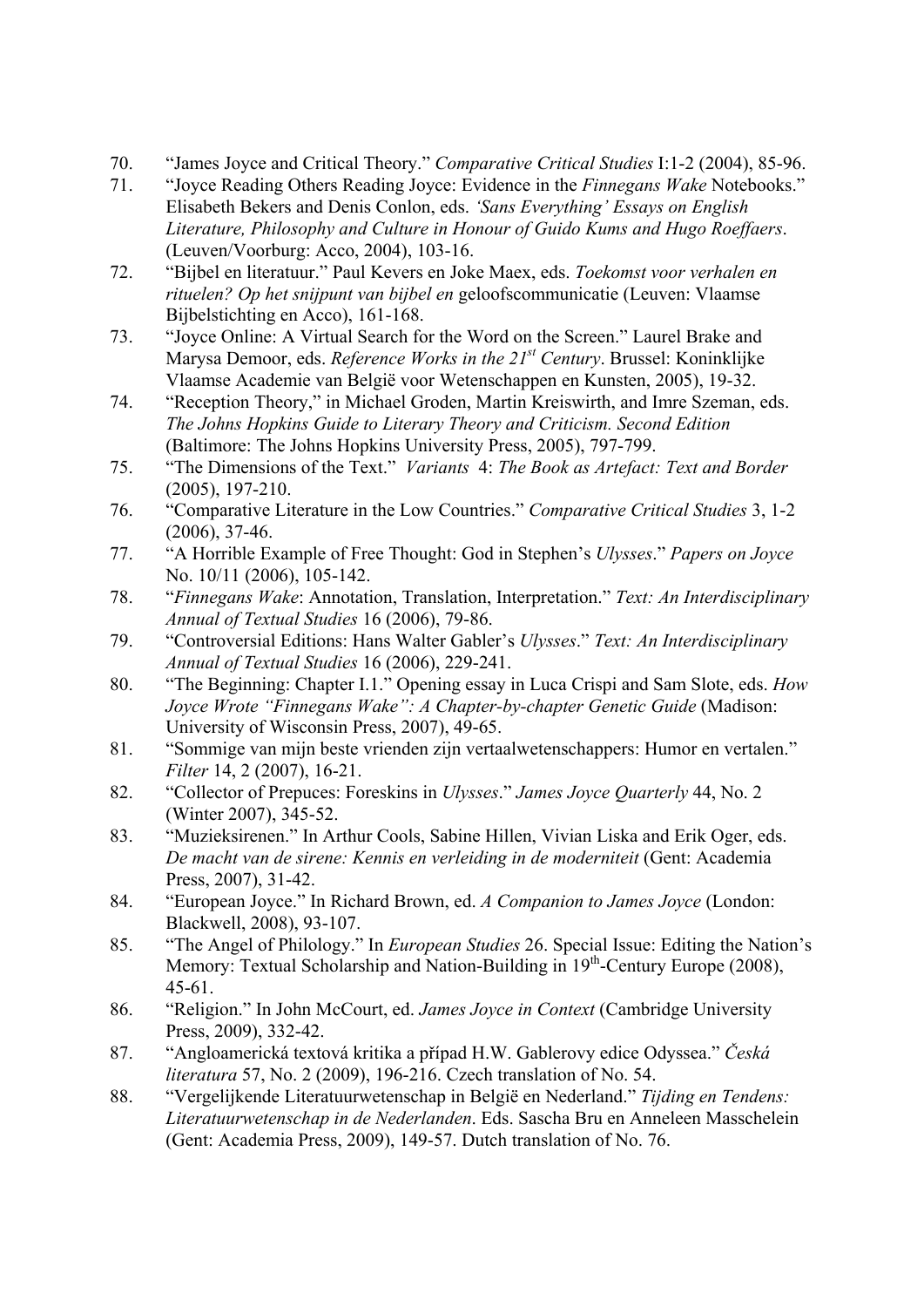70. "James Joyce and Critical Theory." *Comparative Critical Studies* I:1-2 (2004), 85-96.
71. "Joyce Reading Others Reading Joyce: Evidence in the *Finnegans Wake* Notebooks." Elisabeth Bekers and Denis Conlon, eds. *'Sans Everything' Essays on English Literature, Philosophy and Culture in Honour of Guido Kums and Hugo Roeffaers*. (Leuven/Voorburg: Acco, 2004), 103-16.
72. "Bijbel en literatuur." Paul Kevers en Joke Maex, eds. *Toekomst voor verhalen en rituelen? Op het snijpunt van bijbel en* geloofscommunicatie (Leuven: Vlaamse Bijbelstichting en Acco), 161-168.
73. "Joyce Online: A Virtual Search for the Word on the Screen." Laurel Brake and Marysa Demoor, eds. *Reference Works in the 21st Century*. Brussel: Koninklijke Vlaamse Academie van België voor Wetenschappen en Kunsten, 2005), 19-32.
74. "Reception Theory," in Michael Groden, Martin Kreiswirth, and Imre Szeman, eds. *The Johns Hopkins Guide to Literary Theory and Criticism. Second Edition* (Baltimore: The Johns Hopkins University Press, 2005), 797-799.
75. "The Dimensions of the Text." *Variants* 4: *The Book as Artefact: Text and Border* (2005), 197-210.
76. "Comparative Literature in the Low Countries." *Comparative Critical Studies* 3, 1-2 (2006), 37-46.
77. "A Horrible Example of Free Thought: God in Stephen's *Ulysses*." *Papers on Joyce* No. 10/11 (2006), 105-142.
78. "*Finnegans Wake*: Annotation, Translation, Interpretation." *Text: An Interdisciplinary Annual of Textual Studies* 16 (2006), 79-86.
79. "Controversial Editions: Hans Walter Gabler's *Ulysses*." *Text: An Interdisciplinary Annual of Textual Studies* 16 (2006), 229-241.
80. "The Beginning: Chapter I.1." Opening essay in Luca Crispi and Sam Slote, eds. *How Joyce Wrote "Finnegans Wake": A Chapter-by-chapter Genetic Guide* (Madison: University of Wisconsin Press, 2007), 49-65.
81. "Sommige van mijn beste vrienden zijn vertaalwetenschappers: Humor en vertalen." *Filter* 14, 2 (2007), 16-21.
82. "Collector of Prepuces: Foreskins in *Ulysses*." *James Joyce Quarterly* 44, No. 2 (Winter 2007), 345-52.
83. "Muzieksirenen." In Arthur Cools, Sabine Hillen, Vivian Liska and Erik Oger, eds. *De macht van de sirene: Kennis en verleiding in de moderniteit* (Gent: Academia Press, 2007), 31-42.
84. "European Joyce." In Richard Brown, ed. *A Companion to James Joyce* (London: Blackwell, 2008), 93-107.
85. "The Angel of Philology." In *European Studies* 26. Special Issue: Editing the Nation's Memory: Textual Scholarship and Nation-Building in 19th-Century Europe (2008), 45-61.
86. "Religion." In John McCourt, ed. *James Joyce in Context* (Cambridge University Press, 2009), 332-42.
87. "Angloamerická textová kritika a případ H.W. Gablerovy edice Odyssea." *Česká literatura* 57, No. 2 (2009), 196-216. Czech translation of No. 54.
88. "Vergelijkende Literatuurwetenschap in België en Nederland." *Tijding en Tendens: Literatuurwetenschap in de Nederlanden*. Eds. Sascha Bru en Anneleen Masschelein (Gent: Academia Press, 2009), 149-57. Dutch translation of No. 76.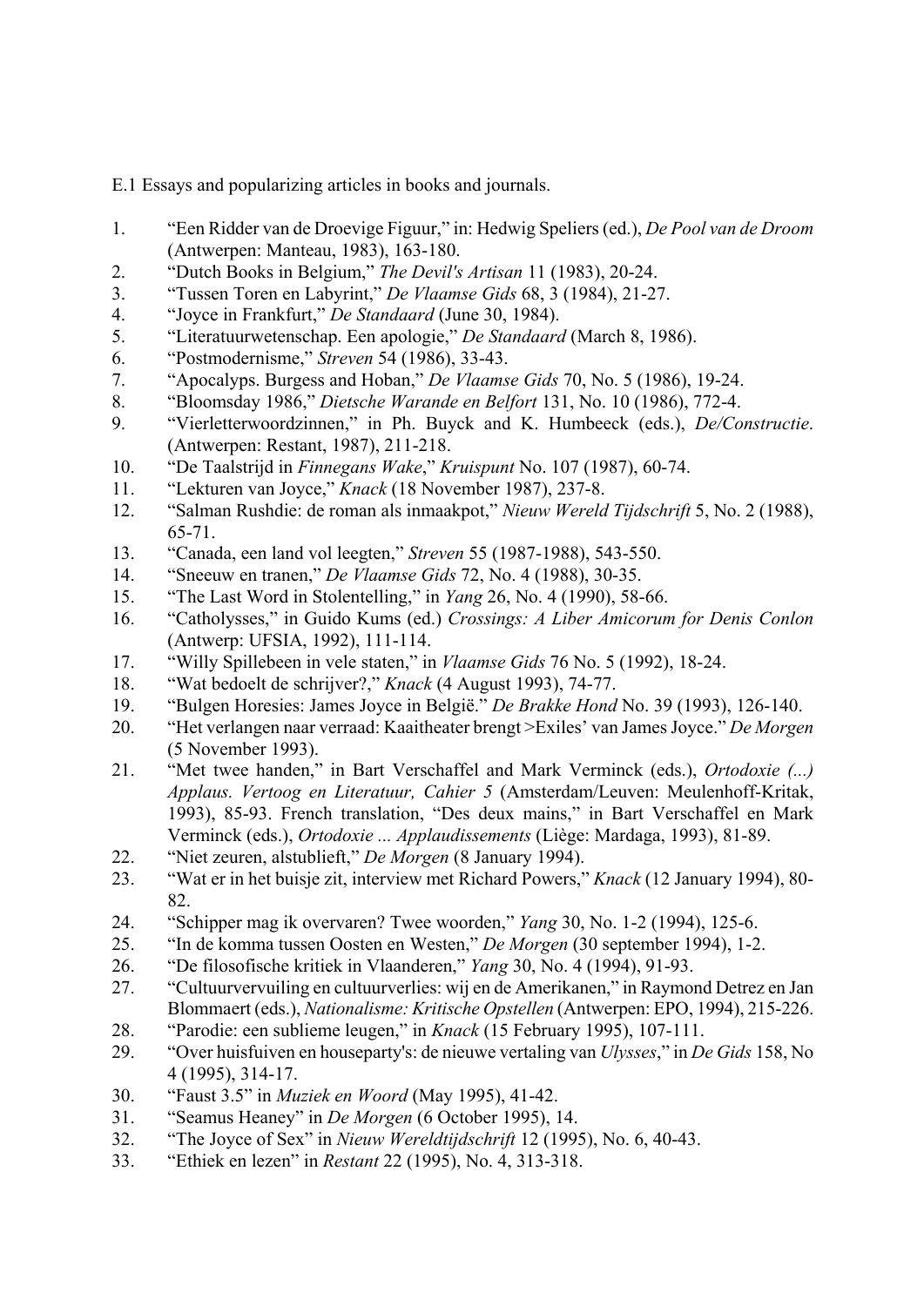E.1 Essays and popularizing articles in books and journals.

1. "Een Ridder van de Droevige Figuur," in: Hedwig Speliers (ed.), *De Pool van de Droom* (Antwerpen: Manteau, 1983), 163-180.
2. "Dutch Books in Belgium," *The Devil's Artisan* 11 (1983), 20-24.
3. "Tussen Toren en Labyrint," *De Vlaamse Gids* 68, 3 (1984), 21-27.
4. "Joyce in Frankfurt," *De Standaard* (June 30, 1984).
5. "Literatuurwetenschap. Een apologie," *De Standaard* (March 8, 1986).
6. "Postmodernisme," *Streven* 54 (1986), 33-43.
7. "Apocalyps. Burgess and Hoban," *De Vlaamse Gids* 70, No. 5 (1986), 19-24.
8. "Bloomsday 1986," *Dietsche Warande en Belfort* 131, No. 10 (1986), 772-4.
9. "Vierletterwoordzinnen," in Ph. Buyck and K. Humbeeck (eds.), *De/Constructie*. (Antwerpen: Restant, 1987), 211-218.
10. "De Taalstrijd in *Finnegans Wake*," *Kruispunt* No. 107 (1987), 60-74.
11. "Lekturen van Joyce," *Knack* (18 November 1987), 237-8.
12. "Salman Rushdie: de roman als inmaakpot," *Nieuw Wereld Tijdschrift* 5, No. 2 (1988), 65-71.
13. "Canada, een land vol leegten," *Streven* 55 (1987-1988), 543-550.
14. "Sneeuw en tranen," *De Vlaamse Gids* 72, No. 4 (1988), 30-35.
15. "The Last Word in Stolentelling," in *Yang* 26, No. 4 (1990), 58-66.
16. "Catholysses," in Guido Kums (ed.) *Crossings: A Liber Amicorum for Denis Conlon* (Antwerp: UFSIA, 1992), 111-114.
17. "Willy Spillebeen in vele staten," in *Vlaamse Gids* 76 No. 5 (1992), 18-24.
18. "Wat bedoelt de schrijver?," *Knack* (4 August 1993), 74-77.
19. "Bulgen Horesies: James Joyce in België." *De Brakke Hond* No. 39 (1993), 126-140.
20. "Het verlangen naar verraad: Kaaitheater brengt >Exiles' van James Joyce." *De Morgen* (5 November 1993).
21. "Met twee handen," in Bart Verschaffel and Mark Verminck (eds.), *Ortodoxie (...) Applaus. Vertoog en Literatuur, Cahier 5* (Amsterdam/Leuven: Meulenhoff-Kritak, 1993), 85-93. French translation, "Des deux mains," in Bart Verschaffel en Mark Verminck (eds.), *Ortodoxie ... Applaudissements* (Liège: Mardaga, 1993), 81-89.
22. "Niet zeuren, alstublieft," *De Morgen* (8 January 1994).
23. "Wat er in het buisje zit, interview met Richard Powers," *Knack* (12 January 1994), 80-82.
24. "Schipper mag ik overvaren? Twee woorden," *Yang* 30, No. 1-2 (1994), 125-6.
25. "In de komma tussen Oosten en Westen," *De Morgen* (30 september 1994), 1-2.
26. "De filosofische kritiek in Vlaanderen," *Yang* 30, No. 4 (1994), 91-93.
27. "Cultuurvervuiling en cultuurverlies: wij en de Amerikanen," in Raymond Detrez en Jan Blommaert (eds.), *Nationalisme: Kritische Opstellen* (Antwerpen: EPO, 1994), 215-226.
28. "Parodie: een sublieme leugen," in *Knack* (15 February 1995), 107-111.
29. "Over huisfuiven en houseparty's: de nieuwe vertaling van *Ulysses*," in *De Gids* 158, No 4 (1995), 314-17.
30. "Faust 3.5" in *Muziek en Woord* (May 1995), 41-42.
31. "Seamus Heaney" in *De Morgen* (6 October 1995), 14.
32. "The Joyce of Sex" in *Nieuw Wereldtijdschrift* 12 (1995), No. 6, 40-43.
33. "Ethiek en lezen" in *Restant* 22 (1995), No. 4, 313-318.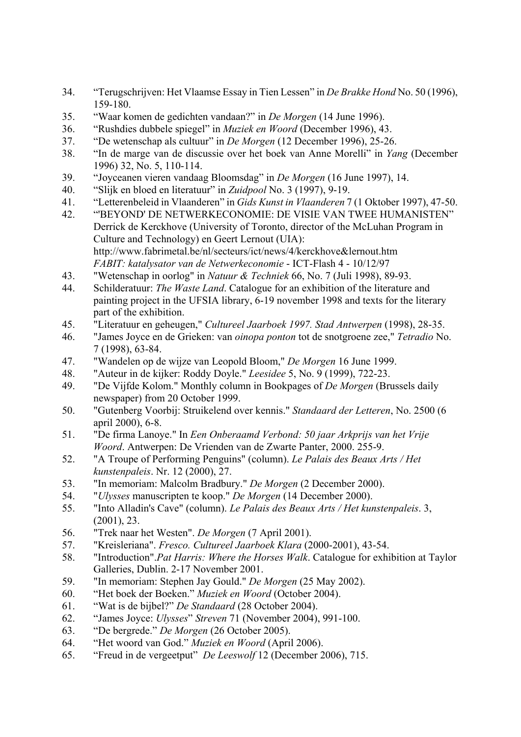34. "Terugschrijven: Het Vlaamse Essay in Tien Lessen" in *De Brakke Hond* No. 50 (1996), 159-180.
35. "Waar komen de gedichten vandaan?" in *De Morgen* (14 June 1996).
36. "Rushdies dubbele spiegel" in *Muziek en Woord* (December 1996), 43.
37. "De wetenschap als cultuur" in *De Morgen* (12 December 1996), 25-26.
38. "In de marge van de discussie over het boek van Anne Morelli" in *Yang* (December 1996) 32, No. 5, 110-114.
39. "Joyceanen vieren vandaag Bloomsdag" in *De Morgen* (16 June 1997), 14.
40. "Slijk en bloed en literatuur" in *Zuidpool* No. 3 (1997), 9-19.
41. "Letterenbeleid in Vlaanderen" in *Gids Kunst in Vlaanderen* 7 (1 Oktober 1997), 47-50.
42. "'BEYOND' DE NETWERKECONOMIE: DE VISIE VAN TWEE HUMANISTEN" Derrick de Kerckhove (University of Toronto, director of the McLuhan Program in Culture and Technology) en Geert Lernout (UIA): http://www.fabrimetal.be/nl/secteurs/ict/news/4/kerckhove&lernout.htm *FABIT: katalysator van de Netwerkeconomie* - ICT-Flash 4 - 10/12/97
43. "Wetenschap in oorlog" in *Natuur & Techniek* 66, No. 7 (Juli 1998), 89-93.
44. Schilderatuur: *The Waste Land*. Catalogue for an exhibition of the literature and painting project in the UFSIA library, 6-19 november 1998 and texts for the literary part of the exhibition.
45. "Literatuur en geheugen," *Cultureel Jaarboek 1997. Stad Antwerpen* (1998), 28-35.
46. "James Joyce en de Grieken: van *oinopa ponton* tot de snotgroene zee," *Tetradio* No. 7 (1998), 63-84.
47. "Wandelen op de wijze van Leopold Bloom," *De Morgen* 16 June 1999.
48. "Auteur in de kijker: Roddy Doyle." *Leesidee* 5, No. 9 (1999), 722-23.
49. "De Vijfde Kolom." Monthly column in Bookpages of *De Morgen* (Brussels daily newspaper) from 20 October 1999.
50. "Gutenberg Voorbij: Struikelend over kennis." *Standaard der Letteren*, No. 2500 (6 april 2000), 6-8.
51. "De firma Lanoye." In *Een Onberaamd Verbond: 50 jaar Arkprijs van het Vrije Woord*. Antwerpen: De Vrienden van de Zwarte Panter, 2000. 255-9.
52. "A Troupe of Performing Penguins" (column). *Le Palais des Beaux Arts / Het kunstenpaleis*. Nr. 12 (2000), 27.
53. "In memoriam: Malcolm Bradbury." *De Morgen* (2 December 2000).
54. "*Ulysses* manuscripten te koop." *De Morgen* (14 December 2000).
55. "Into Alladin's Cave" (column). *Le Palais des Beaux Arts / Het kunstenpaleis*. 3, (2001), 23.
56. "Trek naar het Westen". *De Morgen* (7 April 2001).
57. "Kreisleriana". *Fresco. Cultureel Jaarboek Klara* (2000-2001), 43-54.
58. "Introduction".*Pat Harris: Where the Horses Walk*. Catalogue for exhibition at Taylor Galleries, Dublin. 2-17 November 2001.
59. "In memoriam: Stephen Jay Gould." *De Morgen* (25 May 2002).
60. "Het boek der Boeken." *Muziek en Woord* (October 2004).
61. "Wat is de bijbel?" *De Standaard* (28 October 2004).
62. "James Joyce: *Ulysses*" *Streven* 71 (November 2004), 991-100.
63. "De bergrede." *De Morgen* (26 October 2005).
64. "Het woord van God." *Muziek en Woord* (April 2006).
65. "Freud in de vergeetput" *De Leeswolf* 12 (December 2006), 715.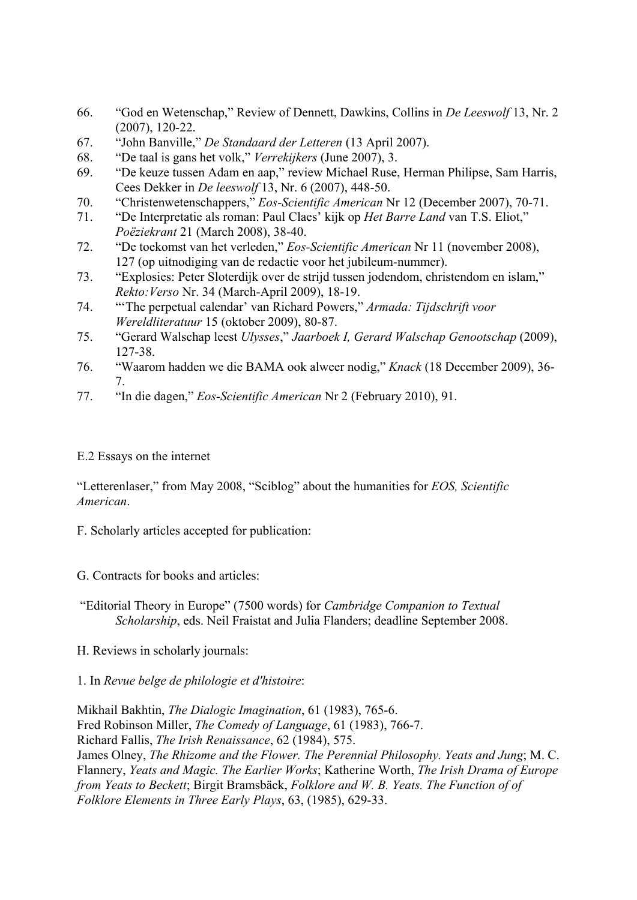66. "God en Wetenschap," Review of Dennett, Dawkins, Collins in *De Leeswolf* 13, Nr. 2 (2007), 120-22.
67. "John Banville," *De Standaard der Letteren* (13 April 2007).
68. "De taal is gans het volk," *Verrekijkers* (June 2007), 3.
69. "De keuze tussen Adam en aap," review Michael Ruse, Herman Philipse, Sam Harris, Cees Dekker in *De leeswolf* 13, Nr. 6 (2007), 448-50.
70. "Christenwetenschappers," *Eos-Scientific American* Nr 12 (December 2007), 70-71.
71. "De Interpretatie als roman: Paul Claes' kijk op *Het Barre Land* van T.S. Eliot," *Poëziekrant* 21 (March 2008), 38-40.
72. "De toekomst van het verleden," *Eos-Scientific American* Nr 11 (november 2008), 127 (op uitnodiging van de redactie voor het jubileum-nummer).
73. "Explosies: Peter Sloterdijk over de strijd tussen jodendom, christendom en islam," *Rekto:Verso* Nr. 34 (March-April 2009), 18-19.
74. "'The perpetual calendar' van Richard Powers," *Armada: Tijdschrift voor Wereldliteratuur* 15 (oktober 2009), 80-87.
75. "Gerard Walschap leest *Ulysses*," *Jaarboek I, Gerard Walschap Genootschap* (2009), 127-38.
76. "Waarom hadden we die BAMA ook alweer nodig," *Knack* (18 December 2009), 36-7.
77. "In die dagen," *Eos-Scientific American* Nr 2 (February 2010), 91.

E.2 Essays on the internet

"Letterenlaser," from May 2008, "Sciblog" about the humanities for *EOS, Scientific American*.

F. Scholarly articles accepted for publication:

G. Contracts for books and articles:

"Editorial Theory in Europe" (7500 words) for *Cambridge Companion to Textual Scholarship*, eds. Neil Fraistat and Julia Flanders; deadline September 2008.

H. Reviews in scholarly journals:

1. In *Revue belge de philologie et d'histoire*:

Mikhail Bakhtin, *The Dialogic Imagination*, 61 (1983), 765-6.
Fred Robinson Miller, *The Comedy of Language*, 61 (1983), 766-7.
Richard Fallis, *The Irish Renaissance*, 62 (1984), 575.
James Olney, *The Rhizome and the Flower. The Perennial Philosophy. Yeats and Jung*; M. C. Flannery, *Yeats and Magic. The Earlier Works*; Katherine Worth, *The Irish Drama of Europe from Yeats to Beckett*; Birgit Bramsbäck, *Folklore and W. B. Yeats. The Function of of Folklore Elements in Three Early Plays*, 63, (1985), 629-33.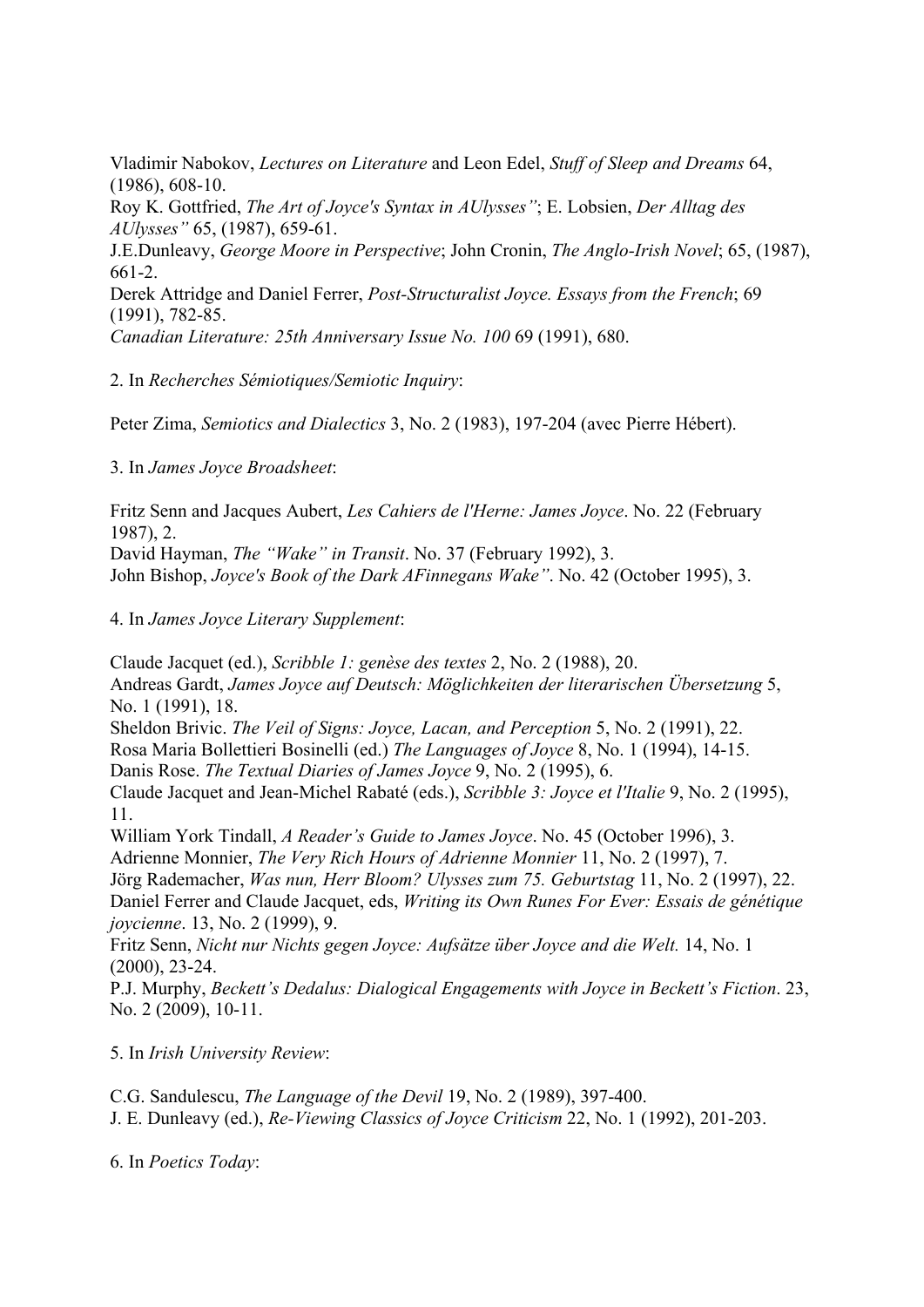Vladimir Nabokov, *Lectures on Literature* and Leon Edel, *Stuff of Sleep and Dreams* 64, (1986), 608-10.
Roy K. Gottfried, *The Art of Joyce's Syntax in AUlysses"*; E. Lobsien, *Der Alltag des AUlysses"* 65, (1987), 659-61.
J.E.Dunleavy, *George Moore in Perspective*; John Cronin, *The Anglo-Irish Novel*; 65, (1987), 661-2.
Derek Attridge and Daniel Ferrer, *Post-Structuralist Joyce. Essays from the French*; 69 (1991), 782-85.
*Canadian Literature: 25th Anniversary Issue No. 100* 69 (1991), 680.

2. In *Recherches Sémiotiques/Semiotic Inquiry*:

Peter Zima, *Semiotics and Dialectics* 3, No. 2 (1983), 197-204 (avec Pierre Hébert).

3. In *James Joyce Broadsheet*:

Fritz Senn and Jacques Aubert, *Les Cahiers de l'Herne: James Joyce*. No. 22 (February 1987), 2.
David Hayman, *The "Wake" in Transit*. No. 37 (February 1992), 3.
John Bishop, *Joyce's Book of the Dark AFinnegans Wake"*. No. 42 (October 1995), 3.

4. In *James Joyce Literary Supplement*:

Claude Jacquet (ed.), *Scribble 1: genèse des textes* 2, No. 2 (1988), 20.
Andreas Gardt, *James Joyce auf Deutsch: Möglichkeiten der literarischen Übersetzung* 5, No. 1 (1991), 18.
Sheldon Brivic. *The Veil of Signs: Joyce, Lacan, and Perception* 5, No. 2 (1991), 22.
Rosa Maria Bollettieri Bosinelli (ed.) *The Languages of Joyce* 8, No. 1 (1994), 14-15.
Danis Rose. *The Textual Diaries of James Joyce* 9, No. 2 (1995), 6.
Claude Jacquet and Jean-Michel Rabaté (eds.), *Scribble 3: Joyce et l'Italie* 9, No. 2 (1995), 11.
William York Tindall, *A Reader's Guide to James Joyce*. No. 45 (October 1996), 3.
Adrienne Monnier, *The Very Rich Hours of Adrienne Monnier* 11, No. 2 (1997), 7.
Jörg Rademacher, *Was nun, Herr Bloom? Ulysses zum 75. Geburtstag* 11, No. 2 (1997), 22.
Daniel Ferrer and Claude Jacquet, eds, *Writing its Own Runes For Ever: Essais de génétique joycienne*. 13, No. 2 (1999), 9.
Fritz Senn, *Nicht nur Nichts gegen Joyce: Aufsätze über Joyce and die Welt.* 14, No. 1 (2000), 23-24.
P.J. Murphy, *Beckett's Dedalus: Dialogical Engagements with Joyce in Beckett's Fiction*. 23, No. 2 (2009), 10-11.

5. In *Irish University Review*:

C.G. Sandulescu, *The Language of the Devil* 19, No. 2 (1989), 397-400.
J. E. Dunleavy (ed.), *Re-Viewing Classics of Joyce Criticism* 22, No. 1 (1992), 201-203.

6. In *Poetics Today*: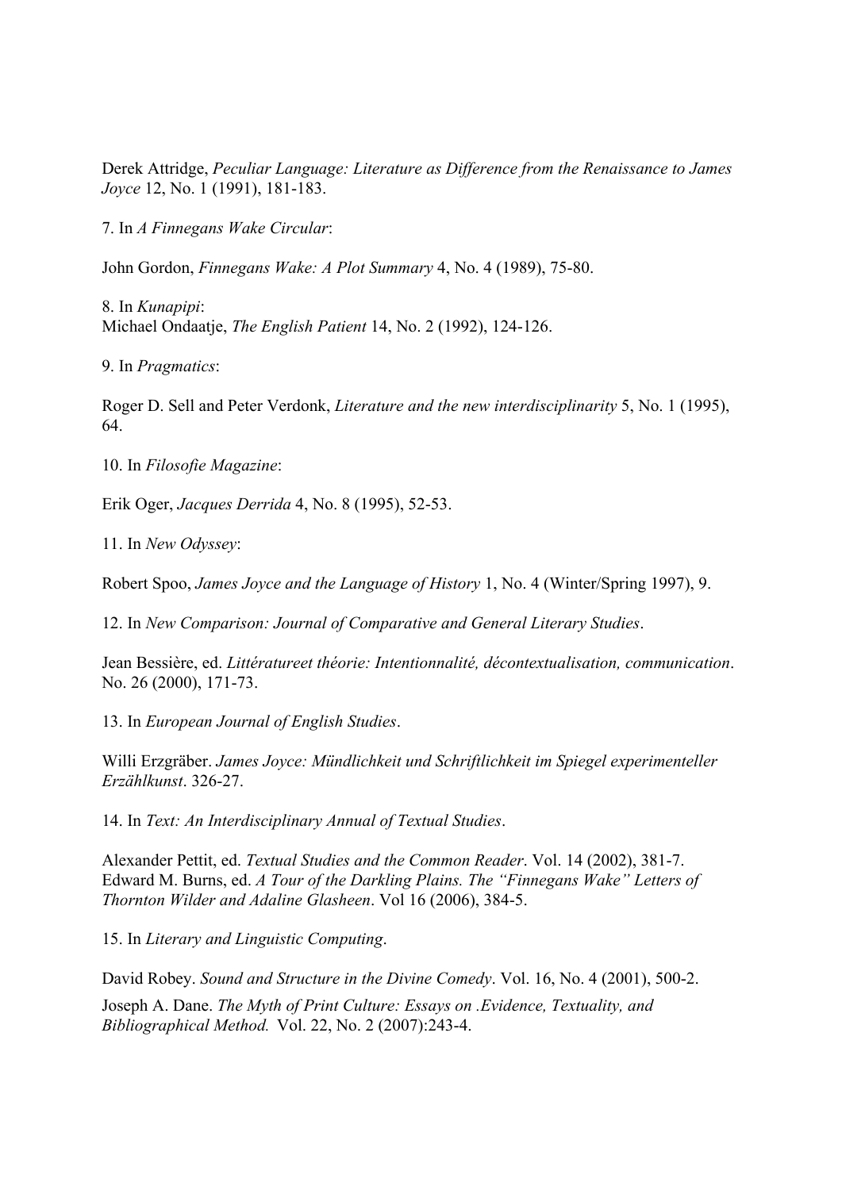Derek Attridge, *Peculiar Language: Literature as Difference from the Renaissance to James Joyce* 12, No. 1 (1991), 181-183.

7. In *A Finnegans Wake Circular*:

John Gordon, *Finnegans Wake: A Plot Summary* 4, No. 4 (1989), 75-80.

8. In *Kunapipi*:
Michael Ondaatje, *The English Patient* 14, No. 2 (1992), 124-126.

9. In *Pragmatics*:

Roger D. Sell and Peter Verdonk, *Literature and the new interdisciplinarity* 5, No. 1 (1995), 64.

10. In *Filosofie Magazine*:

Erik Oger, *Jacques Derrida* 4, No. 8 (1995), 52-53.

11. In *New Odyssey*:

Robert Spoo, *James Joyce and the Language of History* 1, No. 4 (Winter/Spring 1997), 9.

12. In *New Comparison: Journal of Comparative and General Literary Studies*.

Jean Bessière, ed. *Littératureet théorie: Intentionnalité, décontextualisation, communication*. No. 26 (2000), 171-73.

13. In *European Journal of English Studies*.

Willi Erzgräber. *James Joyce: Mündlichkeit und Schriftlichkeit im Spiegel experimenteller Erzählkunst*. 326-27.

14. In *Text: An Interdisciplinary Annual of Textual Studies*.

Alexander Pettit, ed. *Textual Studies and the Common Reader*. Vol. 14 (2002), 381-7.
Edward M. Burns, ed. *A Tour of the Darkling Plains. The "Finnegans Wake" Letters of Thornton Wilder and Adaline Glasheen*. Vol 16 (2006), 384-5.

15. In *Literary and Linguistic Computing*.

David Robey. *Sound and Structure in the Divine Comedy*. Vol. 16, No. 4 (2001), 500-2.

Joseph A. Dane. *The Myth of Print Culture: Essays on .Evidence, Textuality, and Bibliographical Method.* Vol. 22, No. 2 (2007):243-4.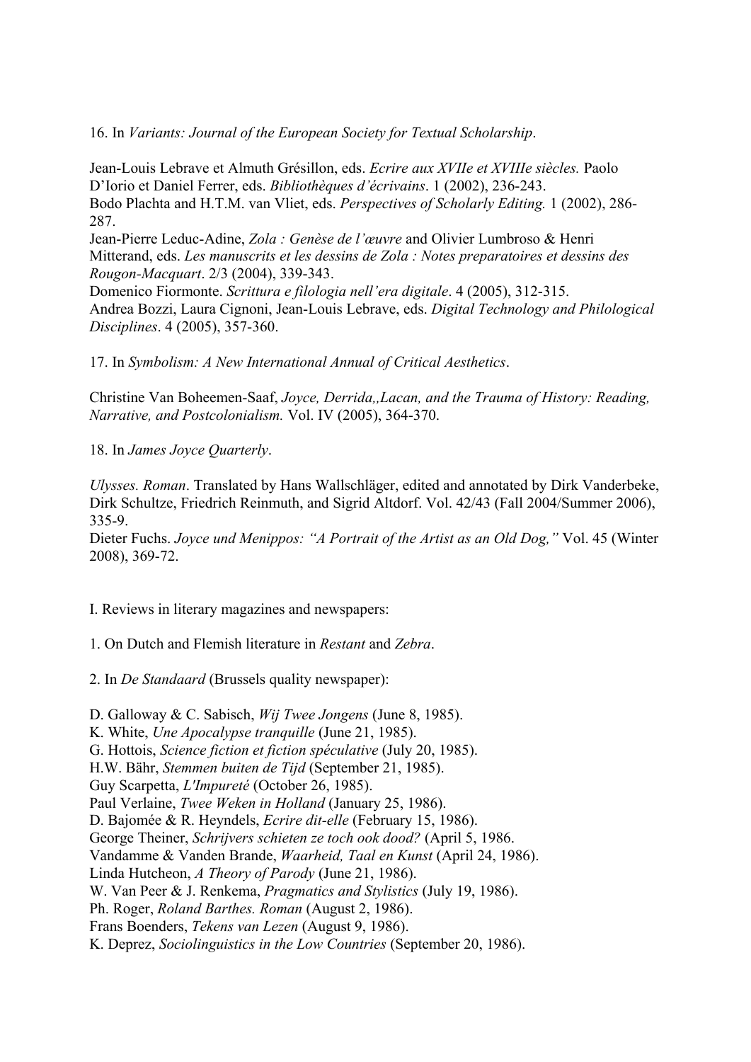16. In *Variants: Journal of the European Society for Textual Scholarship*.

Jean-Louis Lebrave et Almuth Grésillon, eds. *Ecrire aux XVIIe et XVIIIe siècles.* Paolo D'Iorio et Daniel Ferrer, eds. *Bibliothèques d'écrivains*. 1 (2002), 236-243.
Bodo Plachta and H.T.M. van Vliet, eds. *Perspectives of Scholarly Editing.* 1 (2002), 286-287.
Jean-Pierre Leduc-Adine, *Zola : Genèse de l'œuvre* and Olivier Lumbroso & Henri Mitterand, eds. *Les manuscrits et les dessins de Zola : Notes preparatoires et dessins des Rougon-Macquart*. 2/3 (2004), 339-343.
Domenico Fiormonte. *Scrittura e filologia nell'era digitale*. 4 (2005), 312-315.
Andrea Bozzi, Laura Cignoni, Jean-Louis Lebrave, eds. *Digital Technology and Philological Disciplines*. 4 (2005), 357-360.

17. In *Symbolism: A New International Annual of Critical Aesthetics*.

Christine Van Boheemen-Saaf, *Joyce, Derrida,,Lacan, and the Trauma of History: Reading, Narrative, and Postcolonialism.* Vol. IV (2005), 364-370.

18. In *James Joyce Quarterly*.

*Ulysses. Roman*. Translated by Hans Wallschläger, edited and annotated by Dirk Vanderbeke, Dirk Schultze, Friedrich Reinmuth, and Sigrid Altdorf. Vol. 42/43 (Fall 2004/Summer 2006), 335-9.
Dieter Fuchs. *Joyce und Menippos: "A Portrait of the Artist as an Old Dog,"* Vol. 45 (Winter 2008), 369-72.

I. Reviews in literary magazines and newspapers:

1. On Dutch and Flemish literature in *Restant* and *Zebra*.

2. In *De Standaard* (Brussels quality newspaper):

D. Galloway & C. Sabisch, *Wij Twee Jongens* (June 8, 1985).
K. White, *Une Apocalypse tranquille* (June 21, 1985).
G. Hottois, *Science fiction et fiction spéculative* (July 20, 1985).
H.W. Bähr, *Stemmen buiten de Tijd* (September 21, 1985).
Guy Scarpetta, *L'Impureté* (October 26, 1985).
Paul Verlaine, *Twee Weken in Holland* (January 25, 1986).
D. Bajomée & R. Heyndels, *Ecrire dit-elle* (February 15, 1986).
George Theiner, *Schrijvers schieten ze toch ook dood?* (April 5, 1986.
Vandamme & Vanden Brande, *Waarheid, Taal en Kunst* (April 24, 1986).
Linda Hutcheon, *A Theory of Parody* (June 21, 1986).
W. Van Peer & J. Renkema, *Pragmatics and Stylistics* (July 19, 1986).
Ph. Roger, *Roland Barthes. Roman* (August 2, 1986).
Frans Boenders, *Tekens van Lezen* (August 9, 1986).
K. Deprez, *Sociolinguistics in the Low Countries* (September 20, 1986).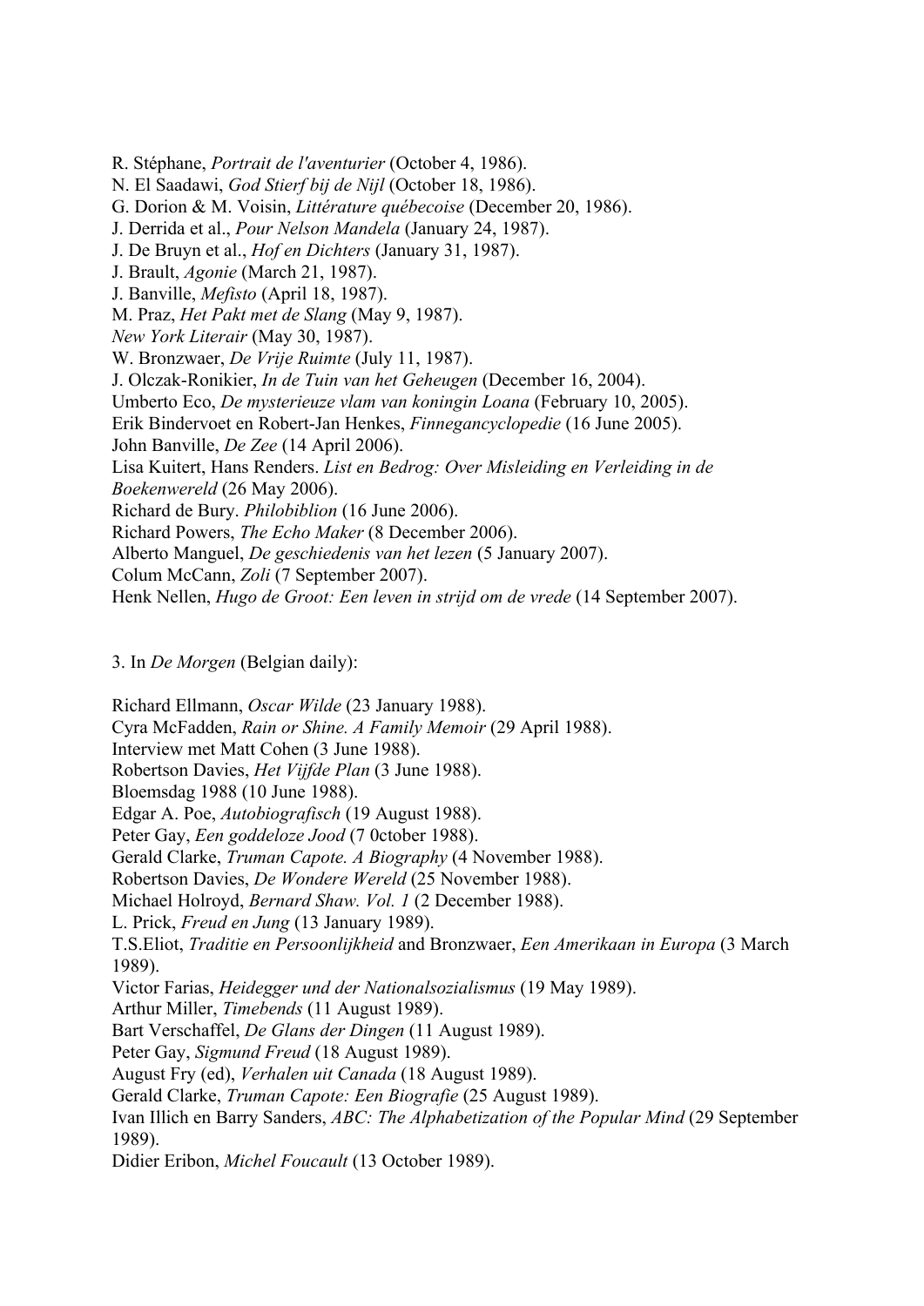R. Stéphane, *Portrait de l'aventurier* (October 4, 1986).
N. El Saadawi, *God Stierf bij de Nijl* (October 18, 1986).
G. Dorion & M. Voisin, *Littérature québecoise* (December 20, 1986).
J. Derrida et al., *Pour Nelson Mandela* (January 24, 1987).
J. De Bruyn et al., *Hof en Dichters* (January 31, 1987).
J. Brault, *Agonie* (March 21, 1987).
J. Banville, *Mefisto* (April 18, 1987).
M. Praz, *Het Pakt met de Slang* (May 9, 1987).
*New York Literair* (May 30, 1987).
W. Bronzwaer, *De Vrije Ruimte* (July 11, 1987).
J. Olczak-Ronikier, *In de Tuin van het Geheugen* (December 16, 2004).
Umberto Eco, *De mysterieuze vlam van koningin Loana* (February 10, 2005).
Erik Bindervoet en Robert-Jan Henkes, *Finnegancyclopedie* (16 June 2005).
John Banville, *De Zee* (14 April 2006).
Lisa Kuitert, Hans Renders. *List en Bedrog: Over Misleiding en Verleiding in de Boekenwereld* (26 May 2006).
Richard de Bury. *Philobiblion* (16 June 2006).
Richard Powers, *The Echo Maker* (8 December 2006).
Alberto Manguel, *De geschiedenis van het lezen* (5 January 2007).
Colum McCann, *Zoli* (7 September 2007).
Henk Nellen, *Hugo de Groot: Een leven in strijd om de vrede* (14 September 2007).

3. In *De Morgen* (Belgian daily):

Richard Ellmann, *Oscar Wilde* (23 January 1988).
Cyra McFadden, *Rain or Shine. A Family Memoir* (29 April 1988).
Interview met Matt Cohen (3 June 1988).
Robertson Davies, *Het Vijfde Plan* (3 June 1988).
Bloemsdag 1988 (10 June 1988).
Edgar A. Poe, *Autobiografisch* (19 August 1988).
Peter Gay, *Een goddeloze Jood* (7 0ctober 1988).
Gerald Clarke, *Truman Capote. A Biography* (4 November 1988).
Robertson Davies, *De Wondere Wereld* (25 November 1988).
Michael Holroyd, *Bernard Shaw. Vol. 1* (2 December 1988).
L. Prick, *Freud en Jung* (13 January 1989).
T.S.Eliot, *Traditie en Persoonlijkheid* and Bronzwaer, *Een Amerikaan in Europa* (3 March 1989).
Victor Farias, *Heidegger und der Nationalsozialismus* (19 May 1989).
Arthur Miller, *Timebends* (11 August 1989).
Bart Verschaffel, *De Glans der Dingen* (11 August 1989).
Peter Gay, *Sigmund Freud* (18 August 1989).
August Fry (ed), *Verhalen uit Canada* (18 August 1989).
Gerald Clarke, *Truman Capote: Een Biografie* (25 August 1989).
Ivan Illich en Barry Sanders, *ABC: The Alphabetization of the Popular Mind* (29 September 1989).
Didier Eribon, *Michel Foucault* (13 October 1989).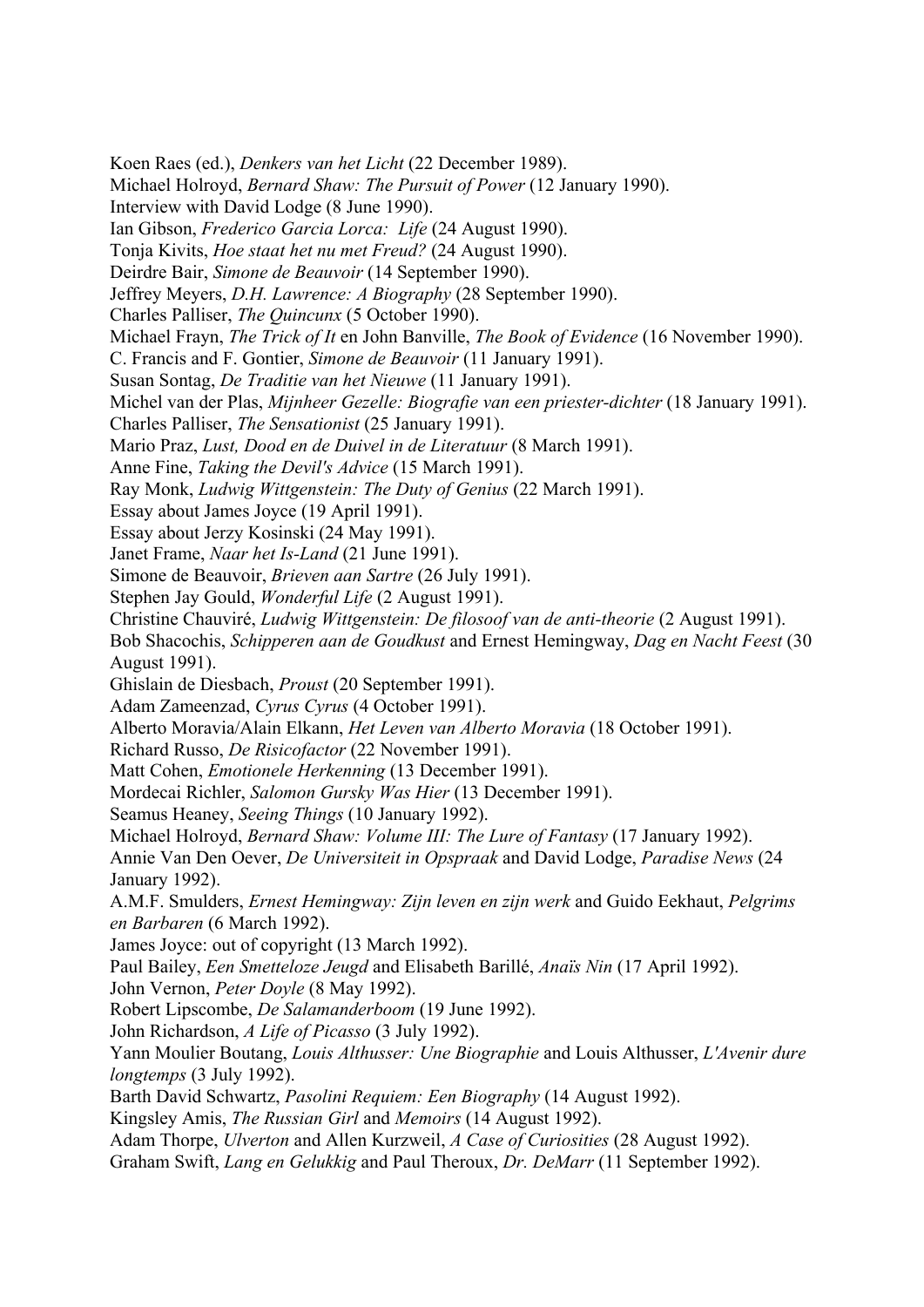Koen Raes (ed.), *Denkers van het Licht* (22 December 1989).
Michael Holroyd, *Bernard Shaw: The Pursuit of Power* (12 January 1990).
Interview with David Lodge (8 June 1990).
Ian Gibson, *Frederico Garcia Lorca: Life* (24 August 1990).
Tonja Kivits, *Hoe staat het nu met Freud?* (24 August 1990).
Deirdre Bair, *Simone de Beauvoir* (14 September 1990).
Jeffrey Meyers, *D.H. Lawrence: A Biography* (28 September 1990).
Charles Palliser, *The Quincunx* (5 October 1990).
Michael Frayn, *The Trick of It* en John Banville, *The Book of Evidence* (16 November 1990).
C. Francis and F. Gontier, *Simone de Beauvoir* (11 January 1991).
Susan Sontag, *De Traditie van het Nieuwe* (11 January 1991).
Michel van der Plas, *Mijnheer Gezelle: Biografie van een priester-dichter* (18 January 1991).
Charles Palliser, *The Sensationist* (25 January 1991).
Mario Praz, *Lust, Dood en de Duivel in de Literatuur* (8 March 1991).
Anne Fine, *Taking the Devil's Advice* (15 March 1991).
Ray Monk, *Ludwig Wittgenstein: The Duty of Genius* (22 March 1991).
Essay about James Joyce (19 April 1991).
Essay about Jerzy Kosinski (24 May 1991).
Janet Frame, *Naar het Is-Land* (21 June 1991).
Simone de Beauvoir, *Brieven aan Sartre* (26 July 1991).
Stephen Jay Gould, *Wonderful Life* (2 August 1991).
Christine Chauviré, *Ludwig Wittgenstein: De filosoof van de anti-theorie* (2 August 1991).
Bob Shacochis, *Schipperen aan de Goudkust* and Ernest Hemingway, *Dag en Nacht Feest* (30 August 1991).
Ghislain de Diesbach, *Proust* (20 September 1991).
Adam Zameenzad, *Cyrus Cyrus* (4 October 1991).
Alberto Moravia/Alain Elkann, *Het Leven van Alberto Moravia* (18 October 1991).
Richard Russo, *De Risicofactor* (22 November 1991).
Matt Cohen, *Emotionele Herkenning* (13 December 1991).
Mordecai Richler, *Salomon Gursky Was Hier* (13 December 1991).
Seamus Heaney, *Seeing Things* (10 January 1992).
Michael Holroyd, *Bernard Shaw: Volume III: The Lure of Fantasy* (17 January 1992).
Annie Van Den Oever, *De Universiteit in Opspraak* and David Lodge, *Paradise News* (24 January 1992).
A.M.F. Smulders, *Ernest Hemingway: Zijn leven en zijn werk* and Guido Eekhaut, *Pelgrims en Barbaren* (6 March 1992).
James Joyce: out of copyright (13 March 1992).
Paul Bailey, *Een Smetteloze Jeugd* and Elisabeth Barillé, *Anaïs Nin* (17 April 1992).
John Vernon, *Peter Doyle* (8 May 1992).
Robert Lipscombe, *De Salamanderboom* (19 June 1992).
John Richardson, *A Life of Picasso* (3 July 1992).
Yann Moulier Boutang, *Louis Althusser: Une Biographie* and Louis Althusser, *L'Avenir dure longtemps* (3 July 1992).
Barth David Schwartz, *Pasolini Requiem: Een Biography* (14 August 1992).
Kingsley Amis, *The Russian Girl* and *Memoirs* (14 August 1992).
Adam Thorpe, *Ulverton* and Allen Kurzweil, *A Case of Curiosities* (28 August 1992).
Graham Swift, *Lang en Gelukkig* and Paul Theroux, *Dr. DeMarr* (11 September 1992).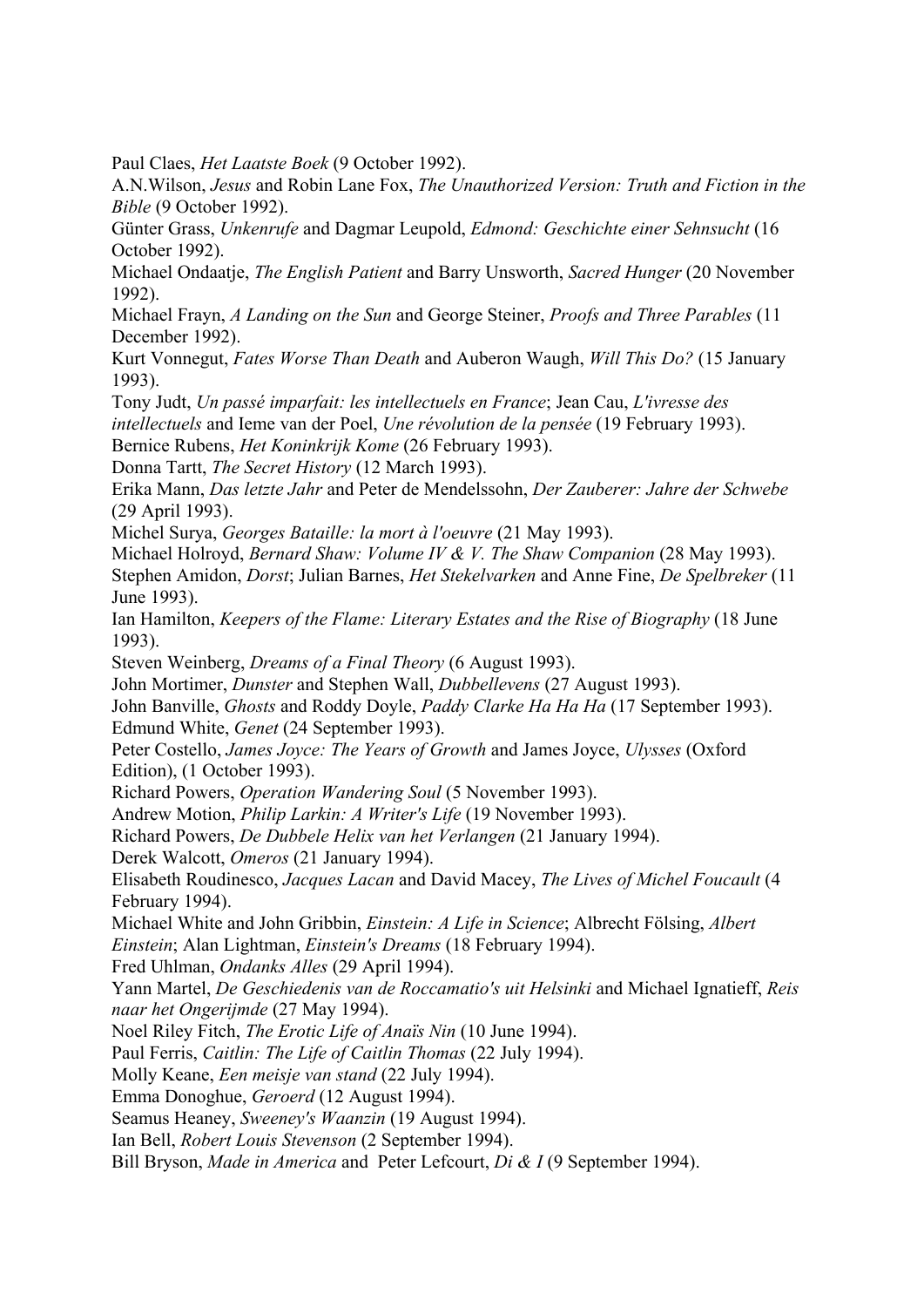Paul Claes, *Het Laatste Boek* (9 October 1992).

A.N.Wilson, *Jesus* and Robin Lane Fox, *The Unauthorized Version: Truth and Fiction in the Bible* (9 October 1992).

Günter Grass, *Unkenrufe* and Dagmar Leupold, *Edmond: Geschichte einer Sehnsucht* (16 October 1992).

Michael Ondaatje, *The English Patient* and Barry Unsworth, *Sacred Hunger* (20 November 1992).

Michael Frayn, *A Landing on the Sun* and George Steiner, *Proofs and Three Parables* (11 December 1992).

Kurt Vonnegut, *Fates Worse Than Death* and Auberon Waugh, *Will This Do?* (15 January 1993).

Tony Judt, *Un passé imparfait: les intellectuels en France*; Jean Cau, *L'ivresse des intellectuels* and Ieme van der Poel, *Une révolution de la pensée* (19 February 1993).

Bernice Rubens, *Het Koninkrijk Kome* (26 February 1993).

Donna Tartt, *The Secret History* (12 March 1993).

Erika Mann, *Das letzte Jahr* and Peter de Mendelssohn, *Der Zauberer: Jahre der Schwebe* (29 April 1993).

Michel Surya, *Georges Bataille: la mort à l'oeuvre* (21 May 1993).

Michael Holroyd, *Bernard Shaw: Volume IV & V. The Shaw Companion* (28 May 1993).

Stephen Amidon, *Dorst*; Julian Barnes, *Het Stekelvarken* and Anne Fine, *De Spelbreker* (11 June 1993).

Ian Hamilton, *Keepers of the Flame: Literary Estates and the Rise of Biography* (18 June 1993).

Steven Weinberg, *Dreams of a Final Theory* (6 August 1993).

John Mortimer, *Dunster* and Stephen Wall, *Dubbellevens* (27 August 1993).

John Banville, *Ghosts* and Roddy Doyle, *Paddy Clarke Ha Ha Ha* (17 September 1993).

Edmund White, *Genet* (24 September 1993).

Peter Costello, *James Joyce: The Years of Growth* and James Joyce, *Ulysses* (Oxford Edition), (1 October 1993).

Richard Powers, *Operation Wandering Soul* (5 November 1993).

Andrew Motion, *Philip Larkin: A Writer's Life* (19 November 1993).

Richard Powers, *De Dubbele Helix van het Verlangen* (21 January 1994).

Derek Walcott, *Omeros* (21 January 1994).

Elisabeth Roudinesco, *Jacques Lacan* and David Macey, *The Lives of Michel Foucault* (4 February 1994).

Michael White and John Gribbin, *Einstein: A Life in Science*; Albrecht Fölsing, *Albert Einstein*; Alan Lightman, *Einstein's Dreams* (18 February 1994).

Fred Uhlman, *Ondanks Alles* (29 April 1994).

Yann Martel, *De Geschiedenis van de Roccamatio's uit Helsinki* and Michael Ignatieff, *Reis naar het Ongerijmde* (27 May 1994).

Noel Riley Fitch, *The Erotic Life of Anaïs Nin* (10 June 1994).

Paul Ferris, *Caitlin: The Life of Caitlin Thomas* (22 July 1994).

Molly Keane, *Een meisje van stand* (22 July 1994).

Emma Donoghue, *Geroerd* (12 August 1994).

Seamus Heaney, *Sweeney's Waanzin* (19 August 1994).

Ian Bell, *Robert Louis Stevenson* (2 September 1994).

Bill Bryson, *Made in America* and Peter Lefcourt, *Di & I* (9 September 1994).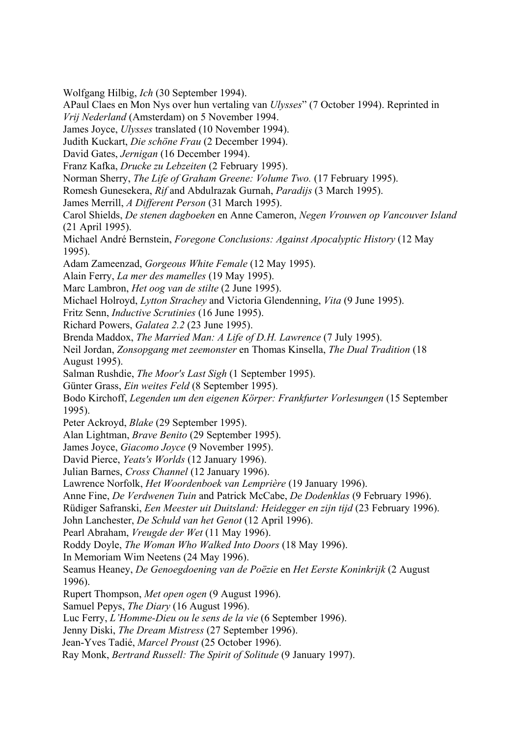Wolfgang Hilbig, *Ich* (30 September 1994).

APaul Claes en Mon Nys over hun vertaling van *Ulysses*" (7 October 1994). Reprinted in *Vrij Nederland* (Amsterdam) on 5 November 1994.

James Joyce, *Ulysses* translated (10 November 1994).

Judith Kuckart, *Die schöne Frau* (2 December 1994).

David Gates, *Jernigan* (16 December 1994).

Franz Kafka, *Drucke zu Lebzeiten* (2 February 1995).

Norman Sherry, *The Life of Graham Greene: Volume Two.* (17 February 1995).

Romesh Gunesekera, *Rif* and Abdulrazak Gurnah, *Paradijs* (3 March 1995).

James Merrill, *A Different Person* (31 March 1995).

Carol Shields, *De stenen dagboeken* en Anne Cameron, *Negen Vrouwen op Vancouver Island* (21 April 1995).

Michael André Bernstein, *Foregone Conclusions: Against Apocalyptic History* (12 May 1995).

Adam Zameenzad, *Gorgeous White Female* (12 May 1995).

Alain Ferry, *La mer des mamelles* (19 May 1995).

Marc Lambron, *Het oog van de stilte* (2 June 1995).

Michael Holroyd, *Lytton Strachey* and Victoria Glendenning, *Vita* (9 June 1995).

Fritz Senn, *Inductive Scrutinies* (16 June 1995).

Richard Powers, *Galatea 2.2* (23 June 1995).

Brenda Maddox, *The Married Man: A Life of D.H. Lawrence* (7 July 1995).

Neil Jordan, *Zonsopgang met zeemonster* en Thomas Kinsella, *The Dual Tradition* (18 August 1995).

Salman Rushdie, *The Moor's Last Sigh* (1 September 1995).

Günter Grass, *Ein weites Feld* (8 September 1995).

Bodo Kirchoff, *Legenden um den eigenen Körper: Frankfurter Vorlesungen* (15 September 1995).

Peter Ackroyd, *Blake* (29 September 1995).

Alan Lightman, *Brave Benito* (29 September 1995).

James Joyce, *Giacomo Joyce* (9 November 1995).

David Pierce, *Yeats's Worlds* (12 January 1996).

Julian Barnes, *Cross Channel* (12 January 1996).

Lawrence Norfolk, *Het Woordenboek van Lemprière* (19 January 1996).

Anne Fine, *De Verdwenen Tuin* and Patrick McCabe, *De Dodenklas* (9 February 1996).

Rüdiger Safranski, *Een Meester uit Duitsland: Heidegger en zijn tijd* (23 February 1996).

John Lanchester, *De Schuld van het Genot* (12 April 1996).

Pearl Abraham, *Vreugde der Wet* (11 May 1996).

Roddy Doyle, *The Woman Who Walked Into Doors* (18 May 1996).

In Memoriam Wim Neetens (24 May 1996).

Seamus Heaney, *De Genoegdoening van de Poëzie* en *Het Eerste Koninkrijk* (2 August 1996).

Rupert Thompson, *Met open ogen* (9 August 1996).

Samuel Pepys, *The Diary* (16 August 1996).

Luc Ferry, *L'Homme-Dieu ou le sens de la vie* (6 September 1996).

Jenny Diski, *The Dream Mistress* (27 September 1996).

Jean-Yves Tadié, *Marcel Proust* (25 October 1996).

Ray Monk, *Bertrand Russell: The Spirit of Solitude* (9 January 1997).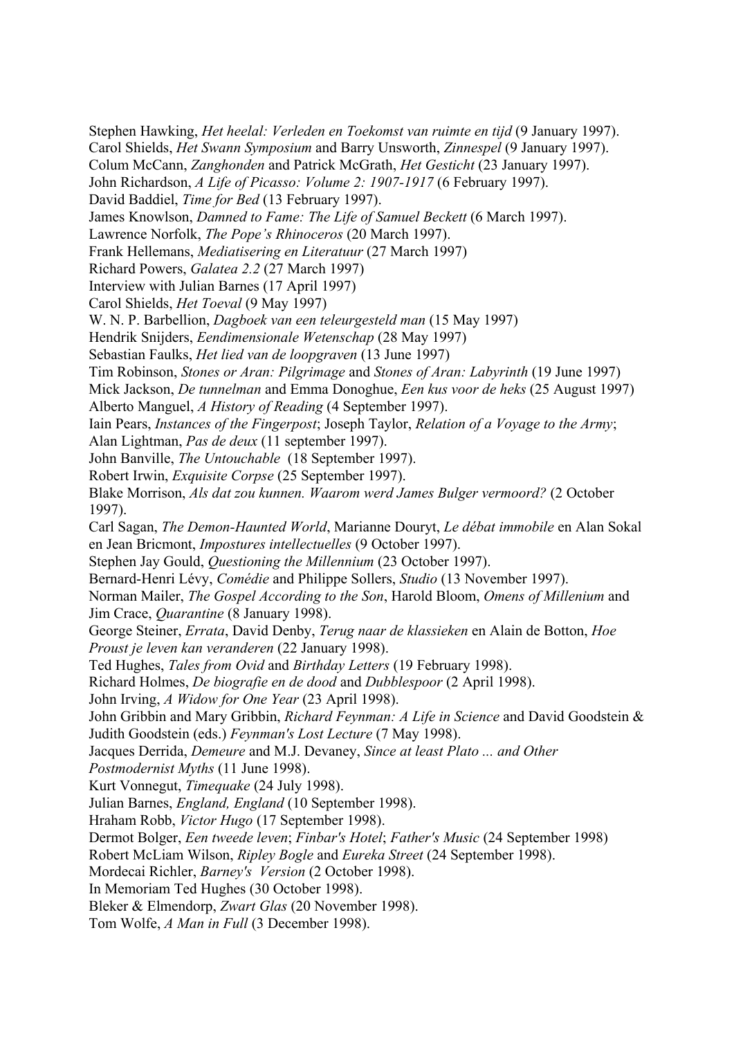Stephen Hawking, *Het heelal: Verleden en Toekomst van ruimte en tijd* (9 January 1997).
Carol Shields, *Het Swann Symposium* and Barry Unsworth, *Zinnespel* (9 January 1997).
Colum McCann, *Zanghonden* and Patrick McGrath, *Het Gesticht* (23 January 1997).
John Richardson, *A Life of Picasso: Volume 2: 1907-1917* (6 February 1997).
David Baddiel, *Time for Bed* (13 February 1997).
James Knowlson, *Damned to Fame: The Life of Samuel Beckett* (6 March 1997).
Lawrence Norfolk, *The Pope's Rhinoceros* (20 March 1997).
Frank Hellemans, *Mediatisering en Literatuur* (27 March 1997)
Richard Powers, *Galatea 2.2* (27 March 1997)
Interview with Julian Barnes (17 April 1997)
Carol Shields, *Het Toeval* (9 May 1997)
W. N. P. Barbellion, *Dagboek van een teleurgesteld man* (15 May 1997)
Hendrik Snijders, *Eendimensionale Wetenschap* (28 May 1997)
Sebastian Faulks, *Het lied van de loopgraven* (13 June 1997)
Tim Robinson, *Stones or Aran: Pilgrimage* and *Stones of Aran: Labyrinth* (19 June 1997)
Mick Jackson, *De tunnelman* and Emma Donoghue, *Een kus voor de heks* (25 August 1997)
Alberto Manguel, *A History of Reading* (4 September 1997).
Iain Pears, *Instances of the Fingerpost*; Joseph Taylor, *Relation of a Voyage to the Army*; Alan Lightman, *Pas de deux* (11 september 1997).
John Banville, *The Untouchable* (18 September 1997).
Robert Irwin, *Exquisite Corpse* (25 September 1997).
Blake Morrison, *Als dat zou kunnen. Waarom werd James Bulger vermoord?* (2 October 1997).
Carl Sagan, *The Demon-Haunted World*, Marianne Douryt, *Le débat immobile* en Alan Sokal en Jean Bricmont, *Impostures intellectuelles* (9 October 1997).
Stephen Jay Gould, *Questioning the Millennium* (23 October 1997).
Bernard-Henri Lévy, *Comédie* and Philippe Sollers, *Studio* (13 November 1997).
Norman Mailer, *The Gospel According to the Son*, Harold Bloom, *Omens of Millenium* and Jim Crace, *Quarantine* (8 January 1998).
George Steiner, *Errata*, David Denby, *Terug naar de klassieken* en Alain de Botton, *Hoe Proust je leven kan veranderen* (22 January 1998).
Ted Hughes, *Tales from Ovid* and *Birthday Letters* (19 February 1998).
Richard Holmes, *De biografie en de dood* and *Dubblespoor* (2 April 1998).
John Irving, *A Widow for One Year* (23 April 1998).
John Gribbin and Mary Gribbin, *Richard Feynman: A Life in Science* and David Goodstein & Judith Goodstein (eds.) *Feynman's Lost Lecture* (7 May 1998).
Jacques Derrida, *Demeure* and M.J. Devaney, *Since at least Plato ... and Other Postmodernist Myths* (11 June 1998).
Kurt Vonnegut, *Timequake* (24 July 1998).
Julian Barnes, *England, England* (10 September 1998).
Hraham Robb, *Victor Hugo* (17 September 1998).
Dermot Bolger, *Een tweede leven*; *Finbar's Hotel*; *Father's Music* (24 September 1998)
Robert McLiam Wilson, *Ripley Bogle* and *Eureka Street* (24 September 1998).
Mordecai Richler, *Barney's Version* (2 October 1998).
In Memoriam Ted Hughes (30 October 1998).
Bleker & Elmendorp, *Zwart Glas* (20 November 1998).
Tom Wolfe, *A Man in Full* (3 December 1998).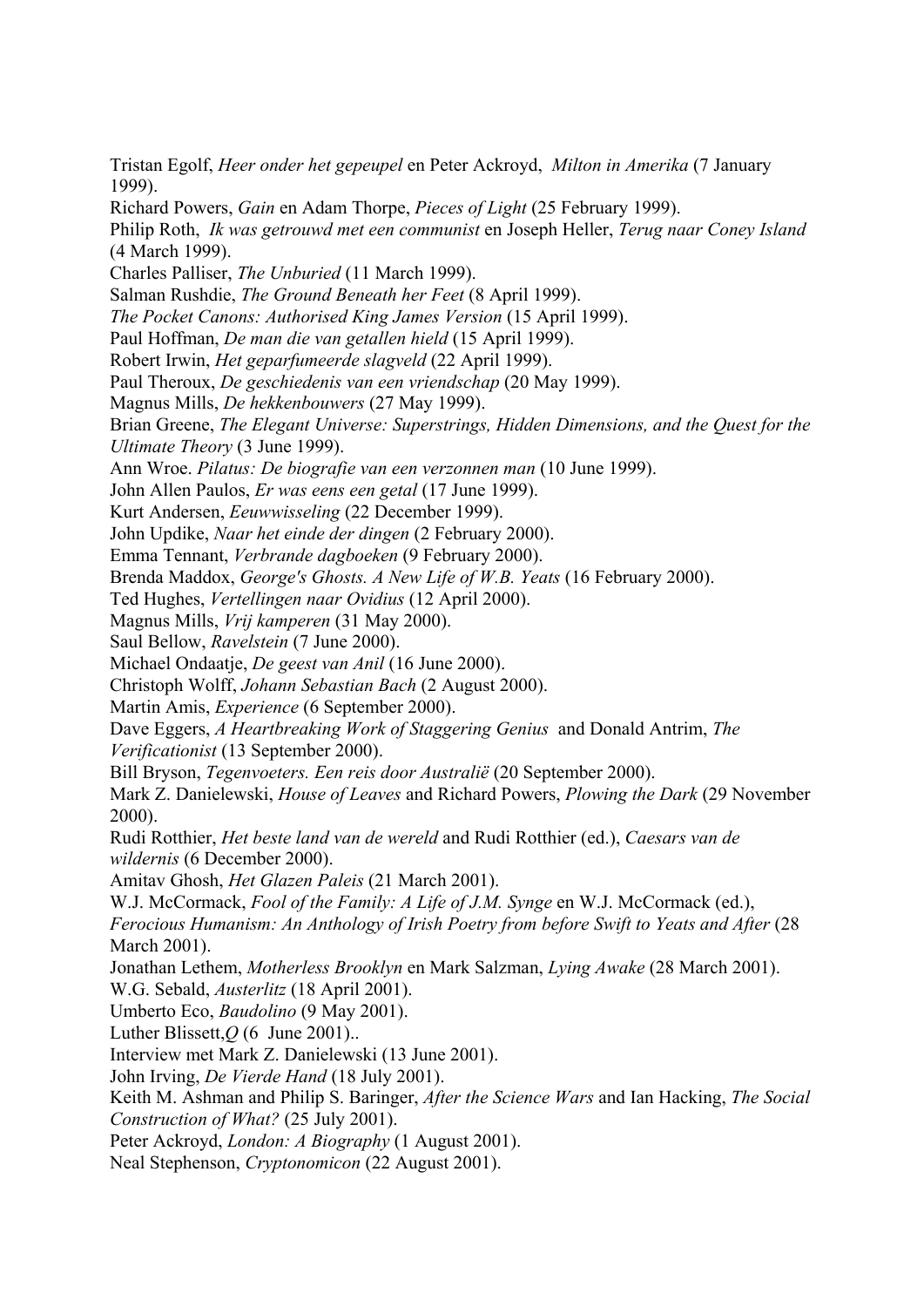Tristan Egolf, *Heer onder het gepeupel* en Peter Ackroyd, *Milton in Amerika* (7 January 1999).

Richard Powers, *Gain* en Adam Thorpe, *Pieces of Light* (25 February 1999).

Philip Roth, *Ik was getrouwd met een communist* en Joseph Heller, *Terug naar Coney Island* (4 March 1999).

Charles Palliser, *The Unburied* (11 March 1999).

Salman Rushdie, *The Ground Beneath her Feet* (8 April 1999).

*The Pocket Canons: Authorised King James Version* (15 April 1999).

Paul Hoffman, *De man die van getallen hield* (15 April 1999).

Robert Irwin, *Het geparfumeerde slagveld* (22 April 1999).

Paul Theroux, *De geschiedenis van een vriendschap* (20 May 1999).

Magnus Mills, *De hekkenbouwers* (27 May 1999).

Brian Greene, *The Elegant Universe: Superstrings, Hidden Dimensions, and the Quest for the Ultimate Theory* (3 June 1999).

Ann Wroe. *Pilatus: De biografie van een verzonnen man* (10 June 1999).

John Allen Paulos, *Er was eens een getal* (17 June 1999).

Kurt Andersen, *Eeuwwisseling* (22 December 1999).

John Updike, *Naar het einde der dingen* (2 February 2000).

Emma Tennant, *Verbrande dagboeken* (9 February 2000).

Brenda Maddox, *George's Ghosts. A New Life of W.B. Yeats* (16 February 2000).

Ted Hughes, *Vertellingen naar Ovidius* (12 April 2000).

Magnus Mills, *Vrij kamperen* (31 May 2000).

Saul Bellow, *Ravelstein* (7 June 2000).

Michael Ondaatje, *De geest van Anil* (16 June 2000).

Christoph Wolff, *Johann Sebastian Bach* (2 August 2000).

Martin Amis, *Experience* (6 September 2000).

Dave Eggers, *A Heartbreaking Work of Staggering Genius* and Donald Antrim, *The Verificationist* (13 September 2000).

Bill Bryson, *Tegenvoeters. Een reis door Australië* (20 September 2000).

Mark Z. Danielewski, *House of Leaves* and Richard Powers, *Plowing the Dark* (29 November 2000).

Rudi Rotthier, *Het beste land van de wereld* and Rudi Rotthier (ed.), *Caesars van de wildernis* (6 December 2000).

Amitav Ghosh, *Het Glazen Paleis* (21 March 2001).

W.J. McCormack, *Fool of the Family: A Life of J.M. Synge* en W.J. McCormack (ed.), *Ferocious Humanism: An Anthology of Irish Poetry from before Swift to Yeats and After* (28 March 2001).

Jonathan Lethem, *Motherless Brooklyn* en Mark Salzman, *Lying Awake* (28 March 2001).

W.G. Sebald, *Austerlitz* (18 April 2001).

Umberto Eco, *Baudolino* (9 May 2001).

Luther Blissett,*Q* (6 June 2001)..

Interview met Mark Z. Danielewski (13 June 2001).

John Irving, *De Vierde Hand* (18 July 2001).

Keith M. Ashman and Philip S. Baringer, *After the Science Wars* and Ian Hacking, *The Social Construction of What?* (25 July 2001).

Peter Ackroyd, *London: A Biography* (1 August 2001).

Neal Stephenson, *Cryptonomicon* (22 August 2001).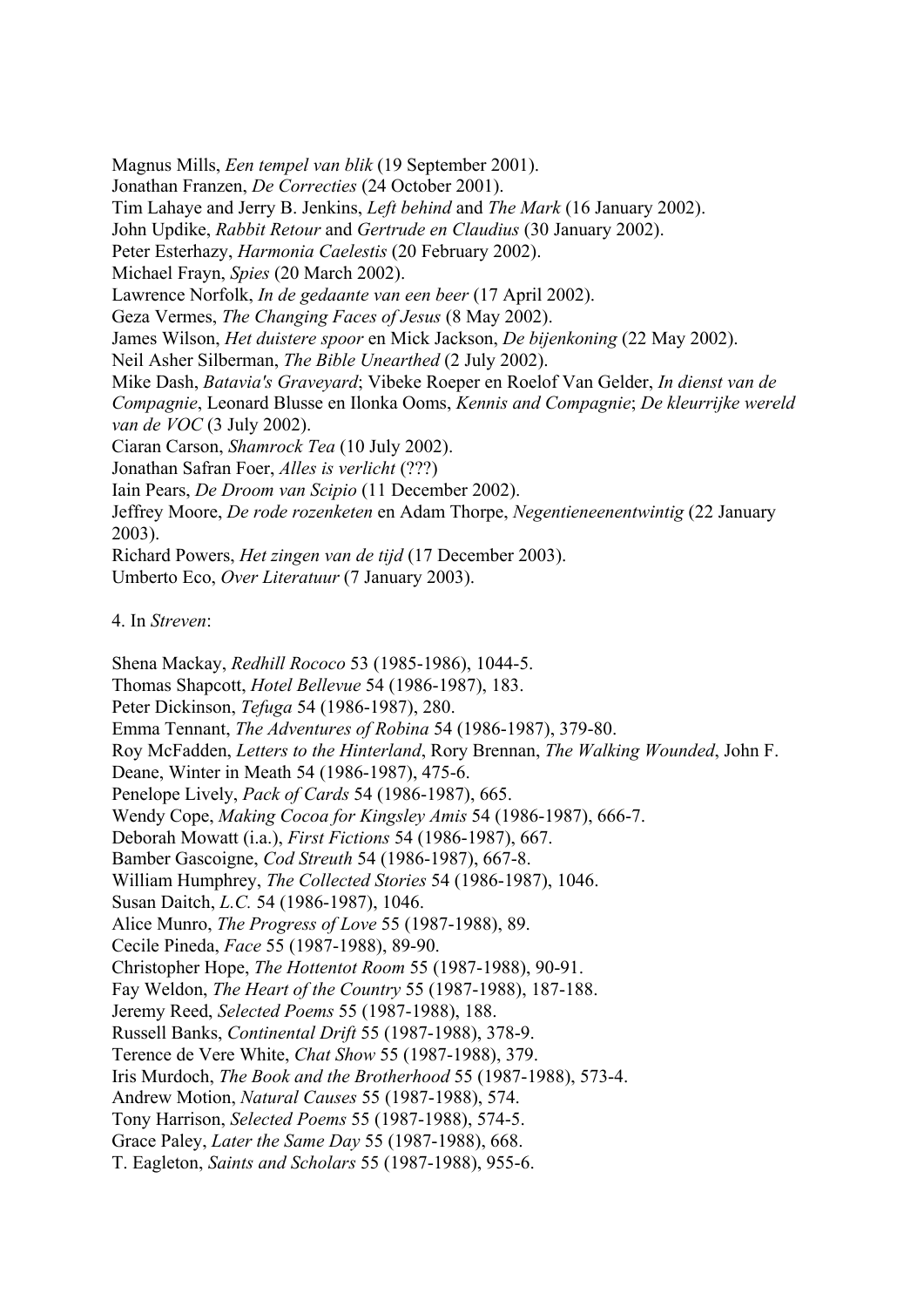Magnus Mills, *Een tempel van blik* (19 September 2001).
Jonathan Franzen, *De Correcties* (24 October 2001).
Tim Lahaye and Jerry B. Jenkins, *Left behind* and *The Mark* (16 January 2002).
John Updike, *Rabbit Retour* and *Gertrude en Claudius* (30 January 2002).
Peter Esterhazy, *Harmonia Caelestis* (20 February 2002).
Michael Frayn, *Spies* (20 March 2002).
Lawrence Norfolk, *In de gedaante van een beer* (17 April 2002).
Geza Vermes, *The Changing Faces of Jesus* (8 May 2002).
James Wilson, *Het duistere spoor* en Mick Jackson, *De bijenkoning* (22 May 2002).
Neil Asher Silberman, *The Bible Unearthed* (2 July 2002).
Mike Dash, *Batavia's Graveyard*; Vibeke Roeper en Roelof Van Gelder, *In dienst van de Compagnie*, Leonard Blusse en Ilonka Ooms, *Kennis and Compagnie*; *De kleurrijke wereld van de VOC* (3 July 2002).
Ciaran Carson, *Shamrock Tea* (10 July 2002).
Jonathan Safran Foer, *Alles is verlicht* (???)
Iain Pears, *De Droom van Scipio* (11 December 2002).
Jeffrey Moore, *De rode rozenketen* en Adam Thorpe, *Negentieneenentwintig* (22 January 2003).
Richard Powers, *Het zingen van de tijd* (17 December 2003).
Umberto Eco, *Over Literatuur* (7 January 2003).

4. In *Streven*:

Shena Mackay, *Redhill Rococo* 53 (1985-1986), 1044-5.
Thomas Shapcott, *Hotel Bellevue* 54 (1986-1987), 183.
Peter Dickinson, *Tefuga* 54 (1986-1987), 280.
Emma Tennant, *The Adventures of Robina* 54 (1986-1987), 379-80.
Roy McFadden, *Letters to the Hinterland*, Rory Brennan, *The Walking Wounded*, John F. Deane, Winter in Meath 54 (1986-1987), 475-6.
Penelope Lively, *Pack of Cards* 54 (1986-1987), 665.
Wendy Cope, *Making Cocoa for Kingsley Amis* 54 (1986-1987), 666-7.
Deborah Mowatt (i.a.), *First Fictions* 54 (1986-1987), 667.
Bamber Gascoigne, *Cod Streuth* 54 (1986-1987), 667-8.
William Humphrey, *The Collected Stories* 54 (1986-1987), 1046.
Susan Daitch, *L.C.* 54 (1986-1987), 1046.
Alice Munro, *The Progress of Love* 55 (1987-1988), 89.
Cecile Pineda, *Face* 55 (1987-1988), 89-90.
Christopher Hope, *The Hottentot Room* 55 (1987-1988), 90-91.
Fay Weldon, *The Heart of the Country* 55 (1987-1988), 187-188.
Jeremy Reed, *Selected Poems* 55 (1987-1988), 188.
Russell Banks, *Continental Drift* 55 (1987-1988), 378-9.
Terence de Vere White, *Chat Show* 55 (1987-1988), 379.
Iris Murdoch, *The Book and the Brotherhood* 55 (1987-1988), 573-4.
Andrew Motion, *Natural Causes* 55 (1987-1988), 574.
Tony Harrison, *Selected Poems* 55 (1987-1988), 574-5.
Grace Paley, *Later the Same Day* 55 (1987-1988), 668.
T. Eagleton, *Saints and Scholars* 55 (1987-1988), 955-6.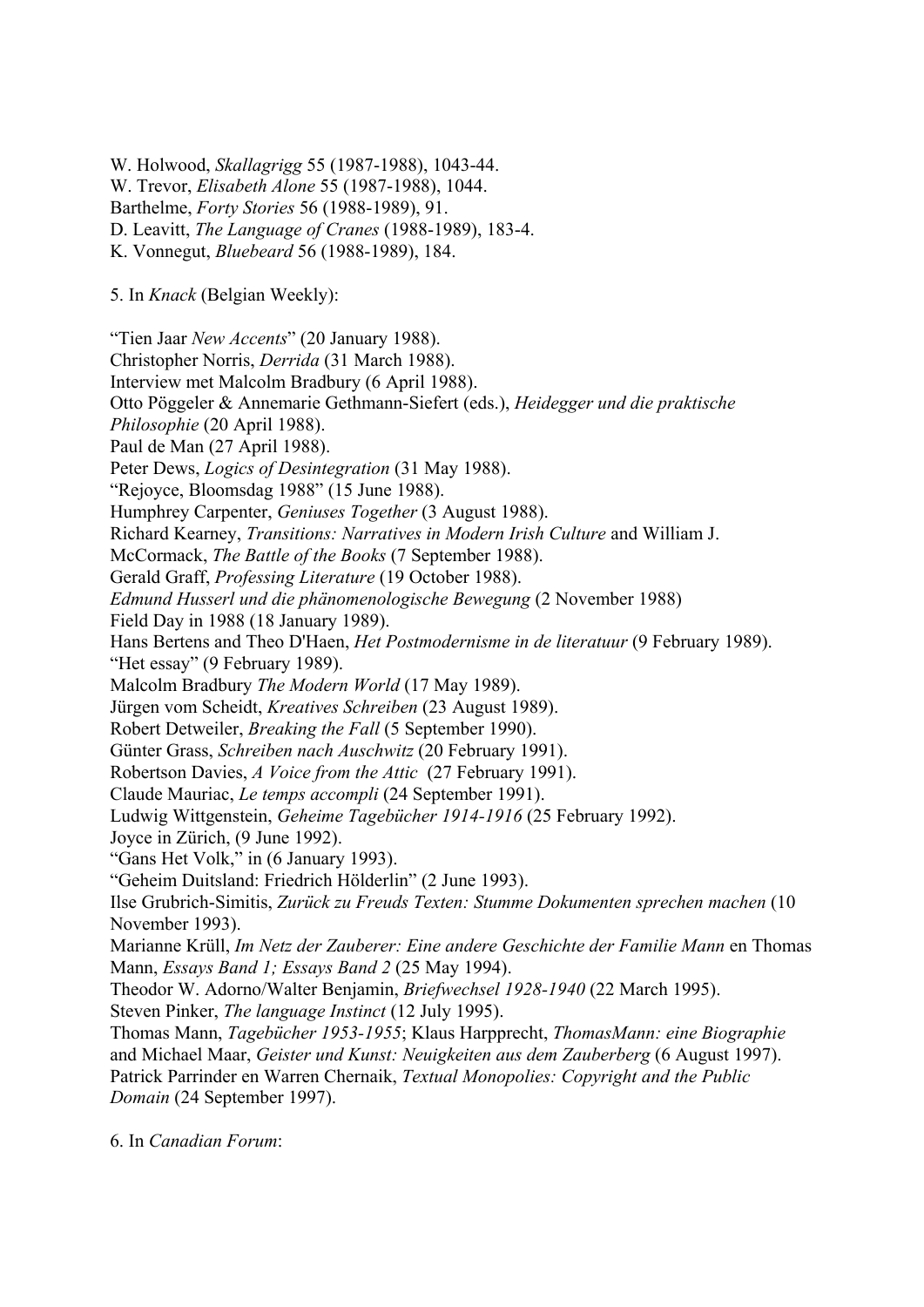W. Holwood, *Skallagrigg* 55 (1987-1988), 1043-44.  
W. Trevor, *Elisabeth Alone* 55 (1987-1988), 1044.  
Barthelme, *Forty Stories* 56 (1988-1989), 91.  
D. Leavitt, *The Language of Cranes* (1988-1989), 183-4.  
K. Vonnegut, *Bluebeard* 56 (1988-1989), 184.

5. In *Knack* (Belgian Weekly):

"Tien Jaar *New Accents*" (20 January 1988).  
Christopher Norris, *Derrida* (31 March 1988).  
Interview met Malcolm Bradbury (6 April 1988).  
Otto Pöggeler & Annemarie Gethmann-Siefert (eds.), *Heidegger und die praktische Philosophie* (20 April 1988).  
Paul de Man (27 April 1988).  
Peter Dews, *Logics of Desintegration* (31 May 1988).  
"Rejoyce, Bloomsdag 1988" (15 June 1988).  
Humphrey Carpenter, *Geniuses Together* (3 August 1988).  
Richard Kearney, *Transitions: Narratives in Modern Irish Culture* and William J. McCormack, *The Battle of the Books* (7 September 1988).  
Gerald Graff, *Professing Literature* (19 October 1988).  
*Edmund Husserl und die phänomenologische Bewegung* (2 November 1988)  
Field Day in 1988 (18 January 1989).  
Hans Bertens and Theo D'Haen, *Het Postmodernisme in de literatuur* (9 February 1989).  
"Het essay" (9 February 1989).  
Malcolm Bradbury *The Modern World* (17 May 1989).  
Jürgen vom Scheidt, *Kreatives Schreiben* (23 August 1989).  
Robert Detweiler, *Breaking the Fall* (5 September 1990).  
Günter Grass, *Schreiben nach Auschwitz* (20 February 1991).  
Robertson Davies, *A Voice from the Attic* (27 February 1991).  
Claude Mauriac, *Le temps accompli* (24 September 1991).  
Ludwig Wittgenstein, *Geheime Tagebücher 1914-1916* (25 February 1992).  
Joyce in Zürich, (9 June 1992).  
"Gans Het Volk," in (6 January 1993).  
"Geheim Duitsland: Friedrich Hölderlin" (2 June 1993).  
Ilse Grubrich-Simitis, *Zurück zu Freuds Texten: Stumme Dokumenten sprechen machen* (10 November 1993).  
Marianne Krüll, *Im Netz der Zauberer: Eine andere Geschichte der Familie Mann* en Thomas Mann, *Essays Band 1; Essays Band 2* (25 May 1994).  
Theodor W. Adorno/Walter Benjamin, *Briefwechsel 1928-1940* (22 March 1995).  
Steven Pinker, *The language Instinct* (12 July 1995).  
Thomas Mann, *Tagebücher 1953-1955*; Klaus Harpprecht, *ThomasMann: eine Biographie* and Michael Maar, *Geister und Kunst: Neuigkeiten aus dem Zauberberg* (6 August 1997).  
Patrick Parrinder en Warren Chernaik, *Textual Monopolies: Copyright and the Public Domain* (24 September 1997).

6. In *Canadian Forum*: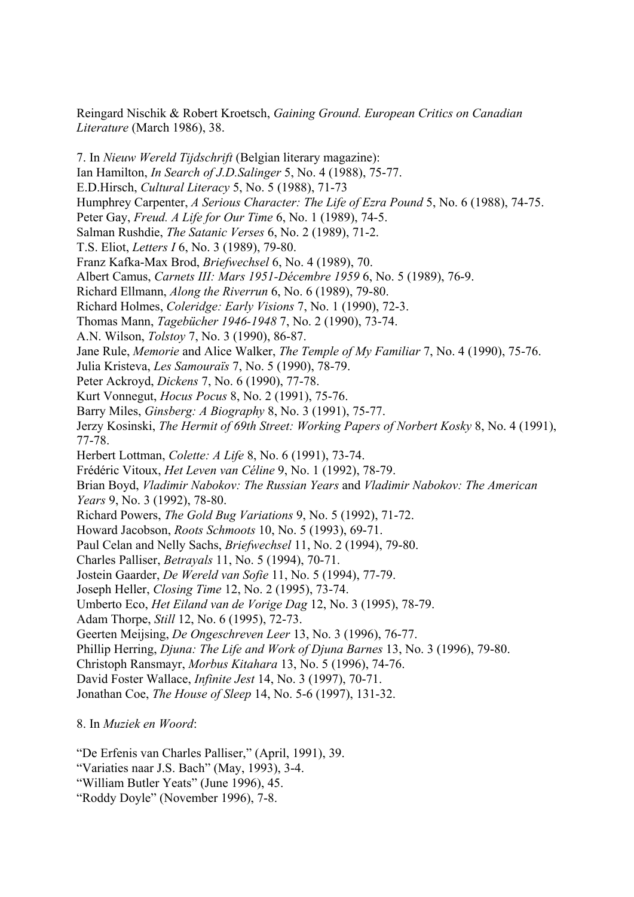Reingard Nischik & Robert Kroetsch, *Gaining Ground. European Critics on Canadian Literature* (March 1986), 38.

7. In *Nieuw Wereld Tijdschrift* (Belgian literary magazine):
Ian Hamilton, *In Search of J.D.Salinger* 5, No. 4 (1988), 75-77.
E.D.Hirsch, *Cultural Literacy* 5, No. 5 (1988), 71-73
Humphrey Carpenter, *A Serious Character: The Life of Ezra Pound* 5, No. 6 (1988), 74-75.
Peter Gay, *Freud. A Life for Our Time* 6, No. 1 (1989), 74-5.
Salman Rushdie, *The Satanic Verses* 6, No. 2 (1989), 71-2.
T.S. Eliot, *Letters I* 6, No. 3 (1989), 79-80.
Franz Kafka-Max Brod, *Briefwechsel* 6, No. 4 (1989), 70.
Albert Camus, *Carnets III: Mars 1951-Décembre 1959* 6, No. 5 (1989), 76-9.
Richard Ellmann, *Along the Riverrun* 6, No. 6 (1989), 79-80.
Richard Holmes, *Coleridge: Early Visions* 7, No. 1 (1990), 72-3.
Thomas Mann, *Tagebücher 1946-1948* 7, No. 2 (1990), 73-74.
A.N. Wilson, *Tolstoy* 7, No. 3 (1990), 86-87.
Jane Rule, *Memorie* and Alice Walker, *The Temple of My Familiar* 7, No. 4 (1990), 75-76.
Julia Kristeva, *Les Samouraïs* 7, No. 5 (1990), 78-79.
Peter Ackroyd, *Dickens* 7, No. 6 (1990), 77-78.
Kurt Vonnegut, *Hocus Pocus* 8, No. 2 (1991), 75-76.
Barry Miles, *Ginsberg: A Biography* 8, No. 3 (1991), 75-77.
Jerzy Kosinski, *The Hermit of 69th Street: Working Papers of Norbert Kosky* 8, No. 4 (1991), 77-78.
Herbert Lottman, *Colette: A Life* 8, No. 6 (1991), 73-74.
Frédéric Vitoux, *Het Leven van Céline* 9, No. 1 (1992), 78-79.
Brian Boyd, *Vladimir Nabokov: The Russian Years* and *Vladimir Nabokov: The American Years* 9, No. 3 (1992), 78-80.
Richard Powers, *The Gold Bug Variations* 9, No. 5 (1992), 71-72.
Howard Jacobson, *Roots Schmoots* 10, No. 5 (1993), 69-71.
Paul Celan and Nelly Sachs, *Briefwechsel* 11, No. 2 (1994), 79-80.
Charles Palliser, *Betrayals* 11, No. 5 (1994), 70-71.
Jostein Gaarder, *De Wereld van Sofie* 11, No. 5 (1994), 77-79.
Joseph Heller, *Closing Time* 12, No. 2 (1995), 73-74.
Umberto Eco, *Het Eiland van de Vorige Dag* 12, No. 3 (1995), 78-79.
Adam Thorpe, *Still* 12, No. 6 (1995), 72-73.
Geerten Meijsing, *De Ongeschreven Leer* 13, No. 3 (1996), 76-77.
Phillip Herring, *Djuna: The Life and Work of Djuna Barnes* 13, No. 3 (1996), 79-80.
Christoph Ransmayr, *Morbus Kitahara* 13, No. 5 (1996), 74-76.
David Foster Wallace, *Infinite Jest* 14, No. 3 (1997), 70-71.
Jonathan Coe, *The House of Sleep* 14, No. 5-6 (1997), 131-32.

8. In *Muziek en Woord*:

"De Erfenis van Charles Palliser," (April, 1991), 39.
"Variaties naar J.S. Bach" (May, 1993), 3-4.
"William Butler Yeats" (June 1996), 45.
"Roddy Doyle" (November 1996), 7-8.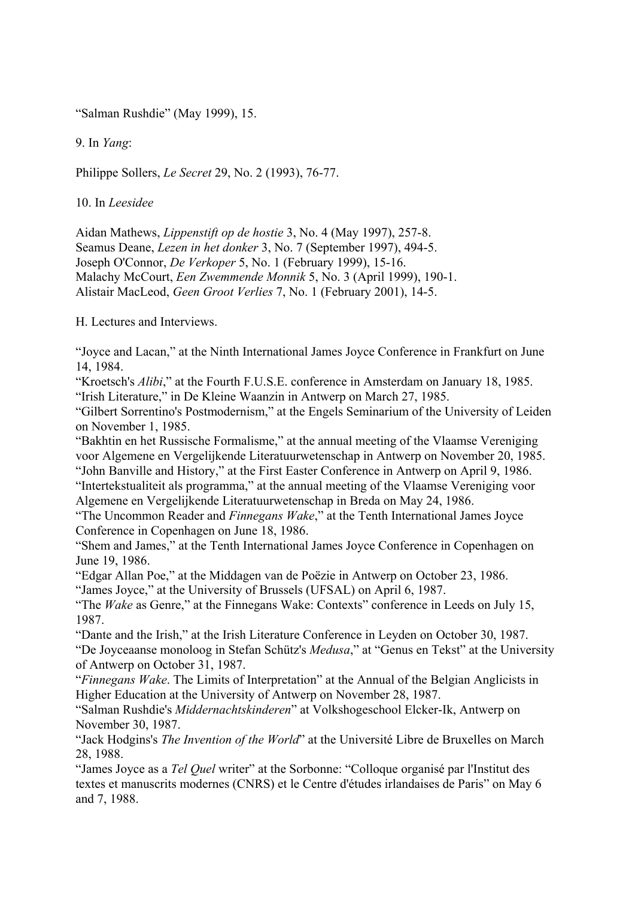"Salman Rushdie" (May 1999), 15.

9. In *Yang*:

Philippe Sollers, *Le Secret* 29, No. 2 (1993), 76-77.

10. In *Leesidee*

Aidan Mathews, *Lippenstift op de hostie* 3, No. 4 (May 1997), 257-8.
Seamus Deane, *Lezen in het donker* 3, No. 7 (September 1997), 494-5.
Joseph O'Connor, *De Verkoper* 5, No. 1 (February 1999), 15-16.
Malachy McCourt, *Een Zwemmende Monnik* 5, No. 3 (April 1999), 190-1.
Alistair MacLeod, *Geen Groot Verlies* 7, No. 1 (February 2001), 14-5.

H. Lectures and Interviews.

"Joyce and Lacan," at the Ninth International James Joyce Conference in Frankfurt on June 14, 1984.
"Kroetsch's *Alibi*," at the Fourth F.U.S.E. conference in Amsterdam on January 18, 1985.
"Irish Literature," in De Kleine Waanzin in Antwerp on March 27, 1985.
"Gilbert Sorrentino's Postmodernism," at the Engels Seminarium of the University of Leiden on November 1, 1985.
"Bakhtin en het Russische Formalisme," at the annual meeting of the Vlaamse Vereniging voor Algemene en Vergelijkende Literatuurwetenschap in Antwerp on November 20, 1985.
"John Banville and History," at the First Easter Conference in Antwerp on April 9, 1986.
"Intertekstualiteit als programma," at the annual meeting of the Vlaamse Vereniging voor Algemene en Vergelijkende Literatuurwetenschap in Breda on May 24, 1986.
"The Uncommon Reader and *Finnegans Wake*," at the Tenth International James Joyce Conference in Copenhagen on June 18, 1986.
"Shem and James," at the Tenth International James Joyce Conference in Copenhagen on June 19, 1986.
"Edgar Allan Poe," at the Middagen van de Poëzie in Antwerp on October 23, 1986.
"James Joyce," at the University of Brussels (UFSAL) on April 6, 1987.
"The *Wake* as Genre," at the Finnegans Wake: Contexts" conference in Leeds on July 15, 1987.
"Dante and the Irish," at the Irish Literature Conference in Leyden on October 30, 1987.
"De Joyceaanse monoloog in Stefan Schütz's *Medusa*," at "Genus en Tekst" at the University of Antwerp on October 31, 1987.
"*Finnegans Wake*. The Limits of Interpretation" at the Annual of the Belgian Anglicists in Higher Education at the University of Antwerp on November 28, 1987.
"Salman Rushdie's *Middernachtskinderen*" at Volkshogeschool Elcker-Ik, Antwerp on November 30, 1987.
"Jack Hodgins's *The Invention of the World*" at the Université Libre de Bruxelles on March 28, 1988.
"James Joyce as a *Tel Quel* writer" at the Sorbonne: "Colloque organisé par l'Institut des textes et manuscrits modernes (CNRS) et le Centre d'études irlandaises de Paris" on May 6 and 7, 1988.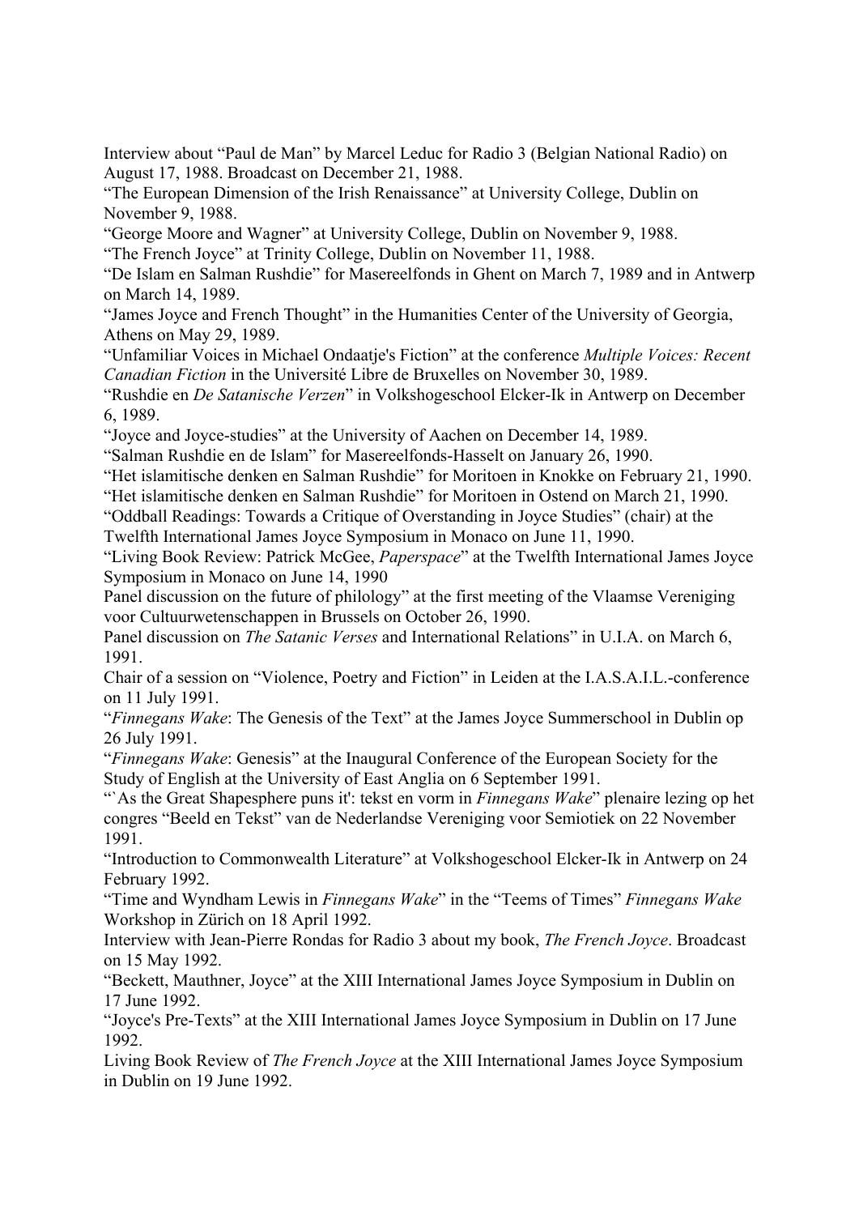Interview about “Paul de Man” by Marcel Leduc for Radio 3 (Belgian National Radio) on August 17, 1988. Broadcast on December 21, 1988.

“The European Dimension of the Irish Renaissance” at University College, Dublin on November 9, 1988.

“George Moore and Wagner” at University College, Dublin on November 9, 1988.

“The French Joyce” at Trinity College, Dublin on November 11, 1988.

“De Islam en Salman Rushdie” for Masereelfonds in Ghent on March 7, 1989 and in Antwerp on March 14, 1989.

“James Joyce and French Thought” in the Humanities Center of the University of Georgia, Athens on May 29, 1989.

“Unfamiliar Voices in Michael Ondaatje's Fiction” at the conference *Multiple Voices: Recent Canadian Fiction* in the Université Libre de Bruxelles on November 30, 1989.

“Rushdie en *De Satanische Verzen*” in Volkshogeschool Elcker-Ik in Antwerp on December 6, 1989.

“Joyce and Joyce-studies” at the University of Aachen on December 14, 1989.

“Salman Rushdie en de Islam” for Masereelfonds-Hasselt on January 26, 1990.

“Het islamitische denken en Salman Rushdie” for Moritoen in Knokke on February 21, 1990.

“Het islamitische denken en Salman Rushdie” for Moritoen in Ostend on March 21, 1990.

“Oddball Readings: Towards a Critique of Overstanding in Joyce Studies” (chair) at the Twelfth International James Joyce Symposium in Monaco on June 11, 1990.

“Living Book Review: Patrick McGee, *Paperspace*” at the Twelfth International James Joyce Symposium in Monaco on June 14, 1990

Panel discussion on the future of philology” at the first meeting of the Vlaamse Vereniging voor Cultuurwetenschappen in Brussels on October 26, 1990.

Panel discussion on *The Satanic Verses* and International Relations” in U.I.A. on March 6, 1991.

Chair of a session on “Violence, Poetry and Fiction” in Leiden at the I.A.S.A.I.L.-conference on 11 July 1991.

“*Finnegans Wake*: The Genesis of the Text” at the James Joyce Summerschool in Dublin op 26 July 1991.

“*Finnegans Wake*: Genesis” at the Inaugural Conference of the European Society for the Study of English at the University of East Anglia on 6 September 1991.

“`As the Great Shapesphere puns it': tekst en vorm in *Finnegans Wake*” plenaire lezing op het congres “Beeld en Tekst” van de Nederlandse Vereniging voor Semiotiek on 22 November 1991.

“Introduction to Commonwealth Literature” at Volkshogeschool Elcker-Ik in Antwerp on 24 February 1992.

“Time and Wyndham Lewis in *Finnegans Wake*” in the “Teems of Times” *Finnegans Wake* Workshop in Zürich on 18 April 1992.

Interview with Jean-Pierre Rondas for Radio 3 about my book, *The French Joyce*. Broadcast on 15 May 1992.

“Beckett, Mauthner, Joyce” at the XIII International James Joyce Symposium in Dublin on 17 June 1992.

“Joyce's Pre-Texts” at the XIII International James Joyce Symposium in Dublin on 17 June 1992.

Living Book Review of *The French Joyce* at the XIII International James Joyce Symposium in Dublin on 19 June 1992.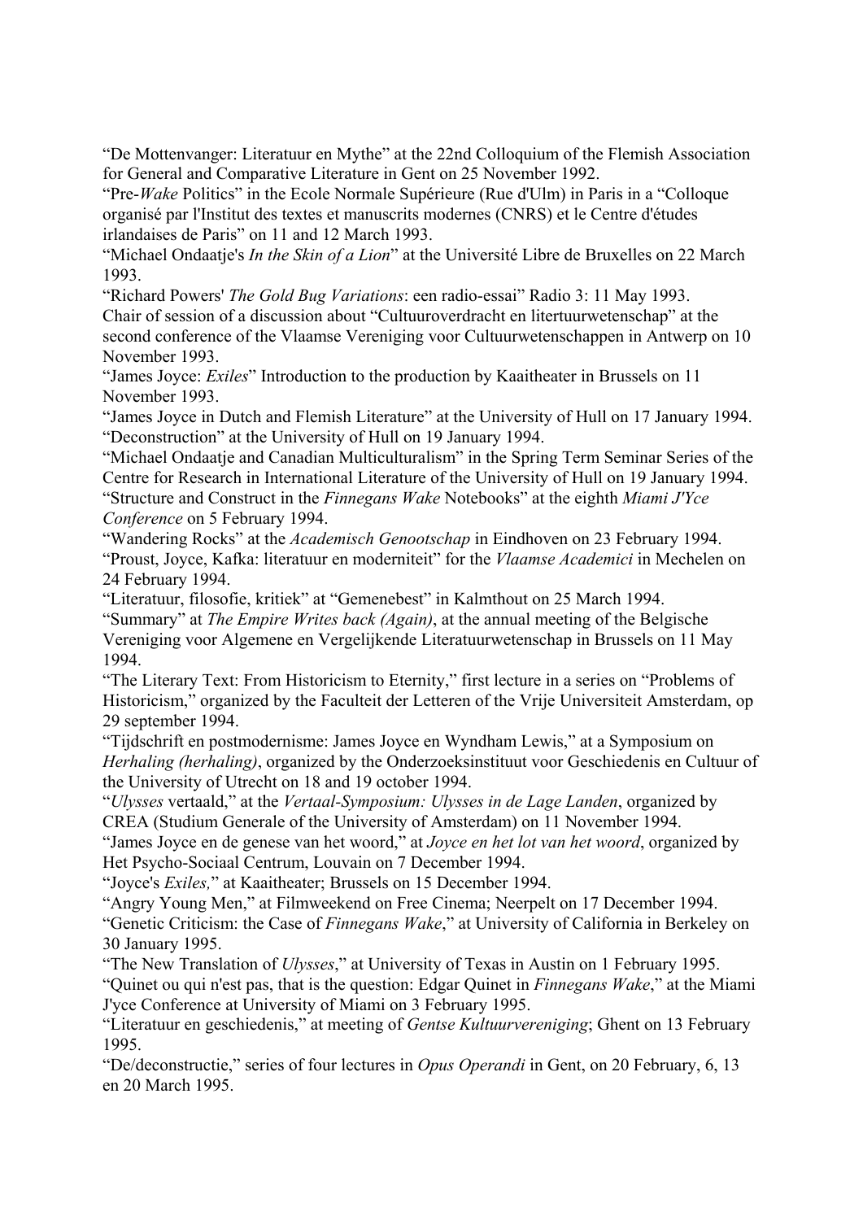"De Mottenvanger: Literatuur en Mythe" at the 22nd Colloquium of the Flemish Association for General and Comparative Literature in Gent on 25 November 1992.

"Pre-*Wake* Politics" in the Ecole Normale Supérieure (Rue d'Ulm) in Paris in a "Colloque organisé par l'Institut des textes et manuscrits modernes (CNRS) et le Centre d'études irlandaises de Paris" on 11 and 12 March 1993.

"Michael Ondaatje's *In the Skin of a Lion*" at the Université Libre de Bruxelles on 22 March 1993.

"Richard Powers' *The Gold Bug Variations*: een radio-essai" Radio 3: 11 May 1993.

Chair of session of a discussion about "Cultuuroverdracht en litertuurwetenschap" at the second conference of the Vlaamse Vereniging voor Cultuurwetenschappen in Antwerp on 10 November 1993.

"James Joyce: *Exiles*" Introduction to the production by Kaaitheater in Brussels on 11 November 1993.

"James Joyce in Dutch and Flemish Literature" at the University of Hull on 17 January 1994.

"Deconstruction" at the University of Hull on 19 January 1994.

"Michael Ondaatje and Canadian Multiculturalism" in the Spring Term Seminar Series of the Centre for Research in International Literature of the University of Hull on 19 January 1994.

"Structure and Construct in the *Finnegans Wake* Notebooks" at the eighth *Miami J'Yce Conference* on 5 February 1994.

"Wandering Rocks" at the *Academisch Genootschap* in Eindhoven on 23 February 1994.

"Proust, Joyce, Kafka: literatuur en moderniteit" for the *Vlaamse Academici* in Mechelen on 24 February 1994.

"Literatuur, filosofie, kritiek" at "Gemenebest" in Kalmthout on 25 March 1994.

"Summary" at *The Empire Writes back (Again)*, at the annual meeting of the Belgische Vereniging voor Algemene en Vergelijkende Literatuurwetenschap in Brussels on 11 May 1994.

"The Literary Text: From Historicism to Eternity," first lecture in a series on "Problems of Historicism," organized by the Faculteit der Letteren of the Vrije Universiteit Amsterdam, op 29 september 1994.

"Tijdschrift en postmodernisme: James Joyce en Wyndham Lewis," at a Symposium on *Herhaling (herhaling)*, organized by the Onderzoeksinstituut voor Geschiedenis en Cultuur of the University of Utrecht on 18 and 19 october 1994.

"*Ulysses* vertaald," at the *Vertaal-Symposium: Ulysses in de Lage Landen*, organized by CREA (Studium Generale of the University of Amsterdam) on 11 November 1994.

"James Joyce en de genese van het woord," at *Joyce en het lot van het woord*, organized by Het Psycho-Sociaal Centrum, Louvain on 7 December 1994.

"Joyce's *Exiles,*" at Kaaitheater; Brussels on 15 December 1994.

"Angry Young Men," at Filmweekend on Free Cinema; Neerpelt on 17 December 1994.

"Genetic Criticism: the Case of *Finnegans Wake*," at University of California in Berkeley on 30 January 1995.

"The New Translation of *Ulysses*," at University of Texas in Austin on 1 February 1995.

"Quinet ou qui n'est pas, that is the question: Edgar Quinet in *Finnegans Wake*," at the Miami J'yce Conference at University of Miami on 3 February 1995.

"Literatuur en geschiedenis," at meeting of *Gentse Kultuurvereniging*; Ghent on 13 February 1995.

"De/deconstructie," series of four lectures in *Opus Operandi* in Gent, on 20 February, 6, 13 en 20 March 1995.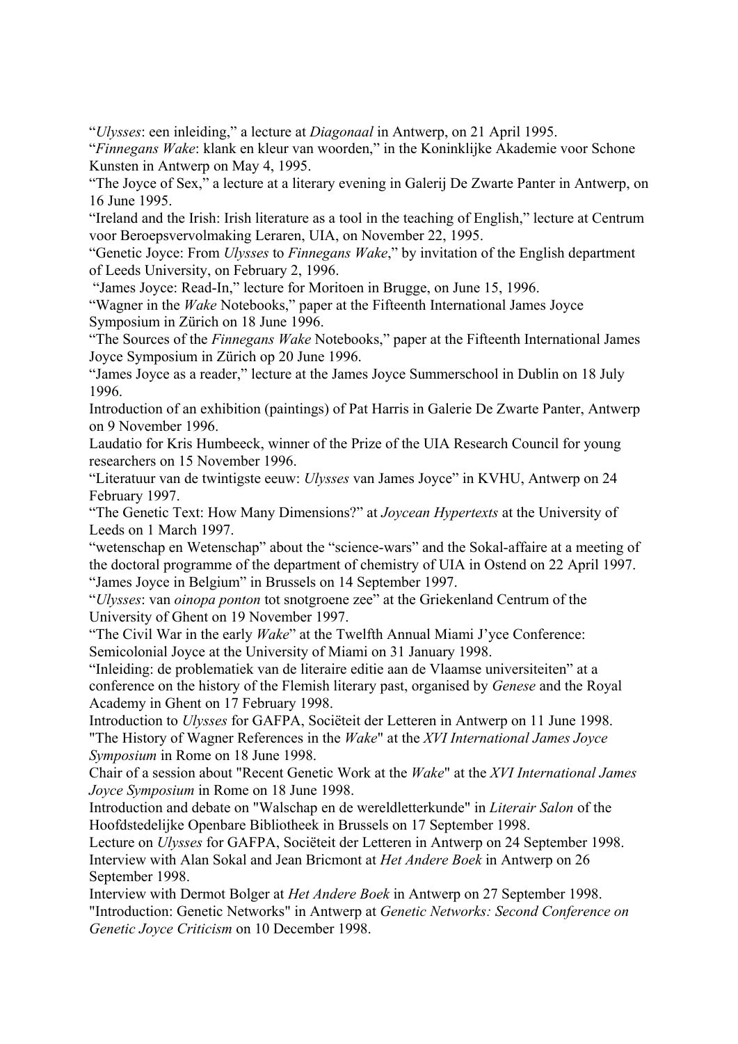"*Ulysses*: een inleiding," a lecture at *Diagonaal* in Antwerp, on 21 April 1995.

"*Finnegans Wake*: klank en kleur van woorden," in the Koninklijke Akademie voor Schone Kunsten in Antwerp on May 4, 1995.

"The Joyce of Sex," a lecture at a literary evening in Galerij De Zwarte Panter in Antwerp, on 16 June 1995.

"Ireland and the Irish: Irish literature as a tool in the teaching of English," lecture at Centrum voor Beroepsvervolmaking Leraren, UIA, on November 22, 1995.

"Genetic Joyce: From *Ulysses* to *Finnegans Wake*," by invitation of the English department of Leeds University, on February 2, 1996.

"James Joyce: Read-In," lecture for Moritoen in Brugge, on June 15, 1996.

"Wagner in the *Wake* Notebooks," paper at the Fifteenth International James Joyce Symposium in Zürich on 18 June 1996.

"The Sources of the *Finnegans Wake* Notebooks," paper at the Fifteenth International James Joyce Symposium in Zürich op 20 June 1996.

"James Joyce as a reader," lecture at the James Joyce Summerschool in Dublin on 18 July 1996.

Introduction of an exhibition (paintings) of Pat Harris in Galerie De Zwarte Panter, Antwerp on 9 November 1996.

Laudatio for Kris Humbeeck, winner of the Prize of the UIA Research Council for young researchers on 15 November 1996.

"Literatuur van de twintigste eeuw: *Ulysses* van James Joyce" in KVHU, Antwerp on 24 February 1997.

"The Genetic Text: How Many Dimensions?" at *Joycean Hypertexts* at the University of Leeds on 1 March 1997.

"wetenschap en Wetenschap" about the "science-wars" and the Sokal-affaire at a meeting of the doctoral programme of the department of chemistry of UIA in Ostend on 22 April 1997.

"James Joyce in Belgium" in Brussels on 14 September 1997.

"*Ulysses*: van *oinopa ponton* tot snotgroene zee" at the Griekenland Centrum of the University of Ghent on 19 November 1997.

"The Civil War in the early *Wake*" at the Twelfth Annual Miami J'yce Conference: Semicolonial Joyce at the University of Miami on 31 January 1998.

"Inleiding: de problematiek van de literaire editie aan de Vlaamse universiteiten" at a conference on the history of the Flemish literary past, organised by *Genese* and the Royal Academy in Ghent on 17 February 1998.

Introduction to *Ulysses* for GAFPA, Sociëteit der Letteren in Antwerp on 11 June 1998.

"The History of Wagner References in the *Wake*" at the *XVI International James Joyce Symposium* in Rome on 18 June 1998.

Chair of a session about "Recent Genetic Work at the *Wake*" at the *XVI International James Joyce Symposium* in Rome on 18 June 1998.

Introduction and debate on "Walschap en de wereldletterkunde" in *Literair Salon* of the Hoofdstedelijke Openbare Bibliotheek in Brussels on 17 September 1998.

Lecture on *Ulysses* for GAFPA, Sociëteit der Letteren in Antwerp on 24 September 1998.

Interview with Alan Sokal and Jean Bricmont at *Het Andere Boek* in Antwerp on 26 September 1998.

Interview with Dermot Bolger at *Het Andere Boek* in Antwerp on 27 September 1998.

"Introduction: Genetic Networks" in Antwerp at *Genetic Networks: Second Conference on Genetic Joyce Criticism* on 10 December 1998.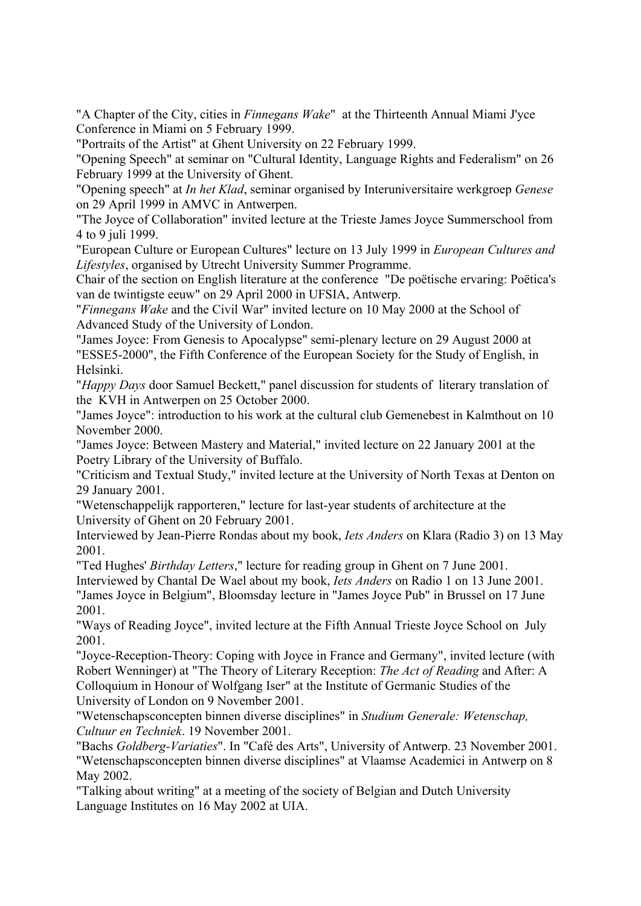"A Chapter of the City, cities in *Finnegans Wake*"  at the Thirteenth Annual Miami J'yce Conference in Miami on 5 February 1999.

"Portraits of the Artist" at Ghent University on 22 February 1999.

"Opening Speech" at seminar on "Cultural Identity, Language Rights and Federalism" on 26 February 1999 at the University of Ghent.

"Opening speech" at *In het Klad*, seminar organised by Interuniversitaire werkgroep *Genese* on 29 April 1999 in AMVC in Antwerpen.

"The Joyce of Collaboration" invited lecture at the Trieste James Joyce Summerschool from 4 to 9 juli 1999.

"European Culture or European Cultures" lecture on 13 July 1999 in *European Cultures and Lifestyles*, organised by Utrecht University Summer Programme.

Chair of the section on English literature at the conference  "De poëtische ervaring: Poëtica's van de twintigste eeuw" on 29 April 2000 in UFSIA, Antwerp.

"*Finnegans Wake* and the Civil War" invited lecture on 10 May 2000 at the School of Advanced Study of the University of London.

"James Joyce: From Genesis to Apocalypse" semi-plenary lecture on 29 August 2000 at "ESSE5-2000", the Fifth Conference of the European Society for the Study of English, in Helsinki.

"*Happy Days* door Samuel Beckett," panel discussion for students of  literary translation of the  KVH in Antwerpen on 25 October 2000.

"James Joyce": introduction to his work at the cultural club Gemenebest in Kalmthout on 10 November 2000.

"James Joyce: Between Mastery and Material," invited lecture on 22 January 2001 at the Poetry Library of the University of Buffalo.

"Criticism and Textual Study," invited lecture at the University of North Texas at Denton on 29 January 2001.

"Wetenschappelijk rapporteren," lecture for last-year students of architecture at the University of Ghent on 20 February 2001.

Interviewed by Jean-Pierre Rondas about my book, *Iets Anders* on Klara (Radio 3) on 13 May 2001.

"Ted Hughes' *Birthday Letters*," lecture for reading group in Ghent on 7 June 2001.

Interviewed by Chantal De Wael about my book, *Iets Anders* on Radio 1 on 13 June 2001.

"James Joyce in Belgium", Bloomsday lecture in "James Joyce Pub" in Brussel on 17 June 2001.

"Ways of Reading Joyce", invited lecture at the Fifth Annual Trieste Joyce School on  July 2001.

"Joyce-Reception-Theory: Coping with Joyce in France and Germany", invited lecture (with Robert Wenninger) at "The Theory of Literary Reception: *The Act of Reading* and After: A Colloquium in Honour of Wolfgang Iser" at the Institute of Germanic Studies of the University of London on 9 November 2001.

"Wetenschapsconcepten binnen diverse disciplines" in *Studium Generale: Wetenschap, Cultuur en Techniek*. 19 November 2001.

"Bachs *Goldberg-Variaties*". In "Café des Arts", University of Antwerp. 23 November 2001.

"Wetenschapsconcepten binnen diverse disciplines" at Vlaamse Academici in Antwerp on 8 May 2002.

"Talking about writing" at a meeting of the society of Belgian and Dutch University Language Institutes on 16 May 2002 at UIA.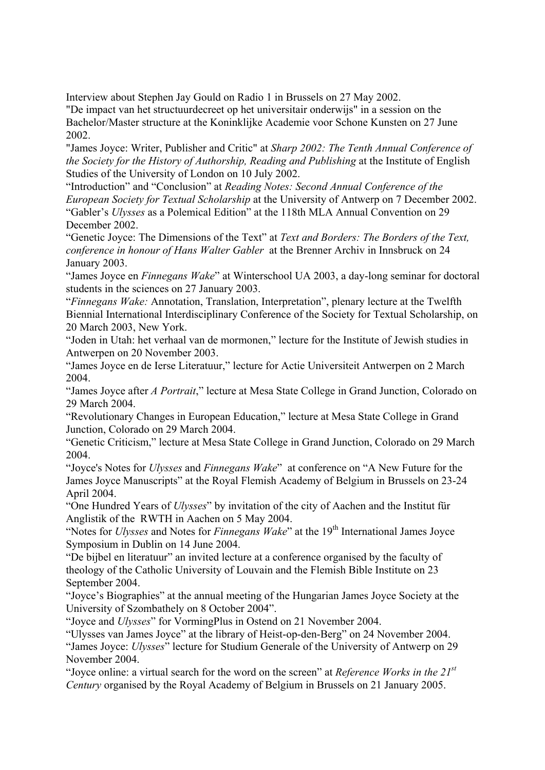Interview about Stephen Jay Gould on Radio 1 in Brussels on 27 May 2002.

"De impact van het structuurdecreet op het universitair onderwijs" in a session on the Bachelor/Master structure at the Koninklijke Academie voor Schone Kunsten on 27 June 2002.

"James Joyce: Writer, Publisher and Critic" at *Sharp 2002: The Tenth Annual Conference of the Society for the History of Authorship, Reading and Publishing* at the Institute of English Studies of the University of London on 10 July 2002.

"Introduction" and "Conclusion" at *Reading Notes: Second Annual Conference of the European Society for Textual Scholarship* at the University of Antwerp on 7 December 2002.

"Gabler's *Ulysses* as a Polemical Edition" at the 118th MLA Annual Convention on 29 December 2002.

"Genetic Joyce: The Dimensions of the Text" at *Text and Borders: The Borders of the Text, conference in honour of Hans Walter Gabler* at the Brenner Archiv in Innsbruck on 24 January 2003.

"James Joyce en *Finnegans Wake*" at Winterschool UA 2003, a day-long seminar for doctoral students in the sciences on 27 January 2003.

"*Finnegans Wake:* Annotation, Translation, Interpretation", plenary lecture at the Twelfth Biennial International Interdisciplinary Conference of the Society for Textual Scholarship, on 20 March 2003, New York.

"Joden in Utah: het verhaal van de mormonen," lecture for the Institute of Jewish studies in Antwerpen on 20 November 2003.

"James Joyce en de Ierse Literatuur," lecture for Actie Universiteit Antwerpen on 2 March 2004.

"James Joyce after *A Portrait*," lecture at Mesa State College in Grand Junction, Colorado on 29 March 2004.

"Revolutionary Changes in European Education," lecture at Mesa State College in Grand Junction, Colorado on 29 March 2004.

"Genetic Criticism," lecture at Mesa State College in Grand Junction, Colorado on 29 March 2004.

"Joyce's Notes for *Ulysses* and *Finnegans Wake*" at conference on "A New Future for the James Joyce Manuscripts" at the Royal Flemish Academy of Belgium in Brussels on 23-24 April 2004.

"One Hundred Years of *Ulysses*" by invitation of the city of Aachen and the Institut für Anglistik of the RWTH in Aachen on 5 May 2004.

"Notes for *Ulysses* and Notes for *Finnegans Wake*" at the 19th International James Joyce Symposium in Dublin on 14 June 2004.

"De bijbel en literatuur" an invited lecture at a conference organised by the faculty of theology of the Catholic University of Louvain and the Flemish Bible Institute on 23 September 2004.

"Joyce's Biographies" at the annual meeting of the Hungarian James Joyce Society at the University of Szombathely on 8 October 2004".

"Joyce and *Ulysses*" for VormingPlus in Ostend on 21 November 2004.

"Ulysses van James Joyce" at the library of Heist-op-den-Berg" on 24 November 2004.

"James Joyce: *Ulysses*" lecture for Studium Generale of the University of Antwerp on 29 November 2004.

"Joyce online: a virtual search for the word on the screen" at *Reference Works in the 21st Century* organised by the Royal Academy of Belgium in Brussels on 21 January 2005.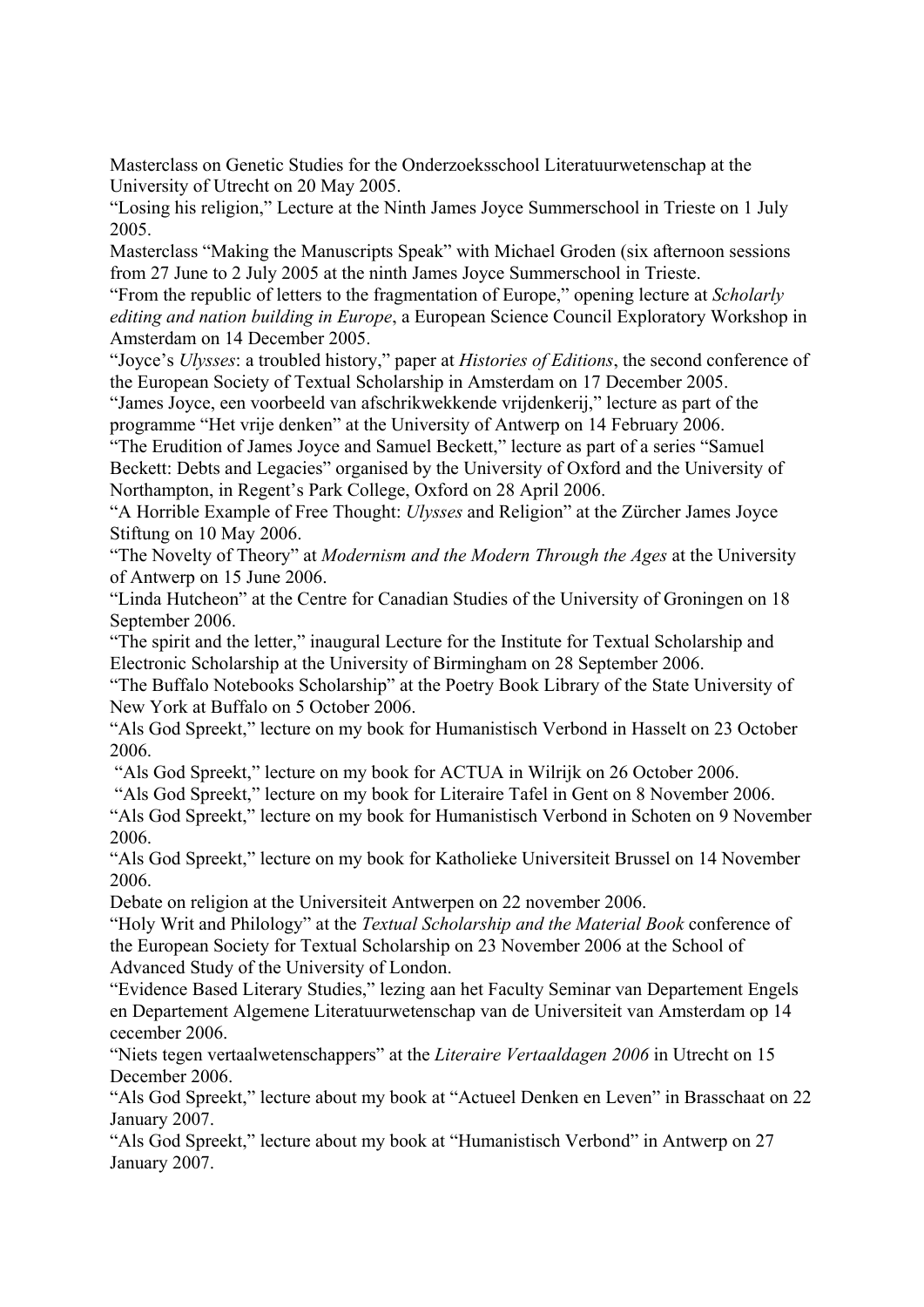Masterclass on Genetic Studies for the Onderzoeksschool Literatuurwetenschap at the University of Utrecht on 20 May 2005.

"Losing his religion," Lecture at the Ninth James Joyce Summerschool in Trieste on 1 July 2005.

Masterclass "Making the Manuscripts Speak" with Michael Groden (six afternoon sessions from 27 June to 2 July 2005 at the ninth James Joyce Summerschool in Trieste.

"From the republic of letters to the fragmentation of Europe," opening lecture at *Scholarly editing and nation building in Europe*, a European Science Council Exploratory Workshop in Amsterdam on 14 December 2005.

"Joyce's *Ulysses*: a troubled history," paper at *Histories of Editions*, the second conference of the European Society of Textual Scholarship in Amsterdam on 17 December 2005.

"James Joyce, een voorbeeld van afschrikwekkende vrijdenkerij," lecture as part of the programme "Het vrije denken" at the University of Antwerp on 14 February 2006.

"The Erudition of James Joyce and Samuel Beckett," lecture as part of a series "Samuel Beckett: Debts and Legacies" organised by the University of Oxford and the University of Northampton, in Regent's Park College, Oxford on 28 April 2006.

"A Horrible Example of Free Thought: *Ulysses* and Religion" at the Zürcher James Joyce Stiftung on 10 May 2006.

"The Novelty of Theory" at *Modernism and the Modern Through the Ages* at the University of Antwerp on 15 June 2006.

"Linda Hutcheon" at the Centre for Canadian Studies of the University of Groningen on 18 September 2006.

"The spirit and the letter," inaugural Lecture for the Institute for Textual Scholarship and Electronic Scholarship at the University of Birmingham on 28 September 2006.

"The Buffalo Notebooks Scholarship" at the Poetry Book Library of the State University of New York at Buffalo on 5 October 2006.

"Als God Spreekt," lecture on my book for Humanistisch Verbond in Hasselt on 23 October 2006.

"Als God Spreekt," lecture on my book for ACTUA in Wilrijk on 26 October 2006.

"Als God Spreekt," lecture on my book for Literaire Tafel in Gent on 8 November 2006.

"Als God Spreekt," lecture on my book for Humanistisch Verbond in Schoten on 9 November 2006.

"Als God Spreekt," lecture on my book for Katholieke Universiteit Brussel on 14 November 2006.

Debate on religion at the Universiteit Antwerpen on 22 november 2006.

"Holy Writ and Philology" at the *Textual Scholarship and the Material Book* conference of the European Society for Textual Scholarship on 23 November 2006 at the School of Advanced Study of the University of London.

"Evidence Based Literary Studies," lezing aan het Faculty Seminar van Departement Engels en Departement Algemene Literatuurwetenschap van de Universiteit van Amsterdam op 14 cecember 2006.

"Niets tegen vertaalwetenschappers" at the *Literaire Vertaaldagen 2006* in Utrecht on 15 December 2006.

"Als God Spreekt," lecture about my book at "Actueel Denken en Leven" in Brasschaat on 22 January 2007.

"Als God Spreekt," lecture about my book at "Humanistisch Verbond" in Antwerp on 27 January 2007.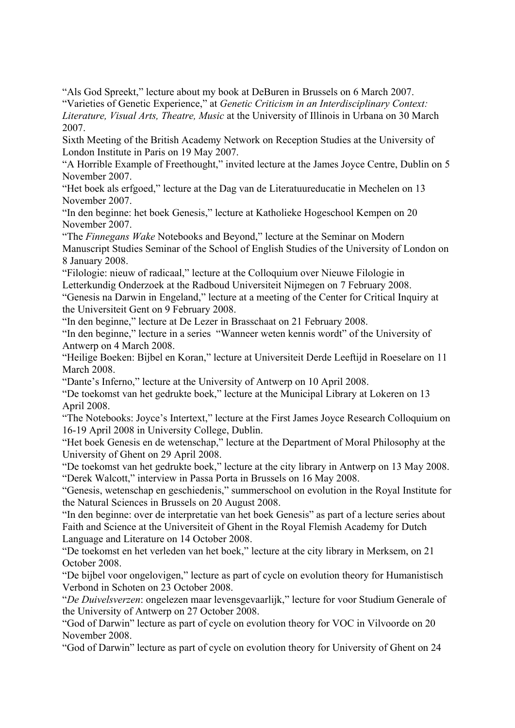“Als God Spreekt,” lecture about my book at DeBuren in Brussels on 6 March 2007.

“Varieties of Genetic Experience,” at *Genetic Criticism in an Interdisciplinary Context: Literature, Visual Arts, Theatre, Music* at the University of Illinois in Urbana on 30 March 2007.

Sixth Meeting of the British Academy Network on Reception Studies at the University of London Institute in Paris on 19 May 2007.

“A Horrible Example of Freethought,” invited lecture at the James Joyce Centre, Dublin on 5 November 2007.

“Het boek als erfgoed,” lecture at the Dag van de Literatuureducatie in Mechelen on 13 November 2007.

“In den beginne: het boek Genesis,” lecture at Katholieke Hogeschool Kempen on 20 November 2007.

“The *Finnegans Wake* Notebooks and Beyond,” lecture at the Seminar on Modern Manuscript Studies Seminar of the School of English Studies of the University of London on 8 January 2008.

“Filologie: nieuw of radicaal,” lecture at the Colloquium over Nieuwe Filologie in Letterkundig Onderzoek at the Radboud Universiteit Nijmegen on 7 February 2008.

“Genesis na Darwin in Engeland,” lecture at a meeting of the Center for Critical Inquiry at the Universiteit Gent on 9 February 2008.

“In den beginne,” lecture at De Lezer in Brasschaat on 21 February 2008.

“In den beginne,” lecture in a series “Wanneer weten kennis wordt” of the University of Antwerp on 4 March 2008.

“Heilige Boeken: Bijbel en Koran,” lecture at Universiteit Derde Leeftijd in Roeselare on 11 March 2008.

“Dante’s Inferno,” lecture at the University of Antwerp on 10 April 2008.

“De toekomst van het gedrukte boek,” lecture at the Municipal Library at Lokeren on 13 April 2008.

“The Notebooks: Joyce’s Intertext,” lecture at the First James Joyce Research Colloquium on 16-19 April 2008 in University College, Dublin.

“Het boek Genesis en de wetenschap,” lecture at the Department of Moral Philosophy at the University of Ghent on 29 April 2008.

“De toekomst van het gedrukte boek,” lecture at the city library in Antwerp on 13 May 2008.

“Derek Walcott,” interview in Passa Porta in Brussels on 16 May 2008.

“Genesis, wetenschap en geschiedenis,” summerschool on evolution in the Royal Institute for the Natural Sciences in Brussels on 20 August 2008.

“In den beginne: over de interpretatie van het boek Genesis” as part of a lecture series about Faith and Science at the Universiteit of Ghent in the Royal Flemish Academy for Dutch Language and Literature on 14 October 2008.

“De toekomst en het verleden van het boek,” lecture at the city library in Merksem, on 21 October 2008.

“De bijbel voor ongelovigen,” lecture as part of cycle on evolution theory for Humanistisch Verbond in Schoten on 23 October 2008.

“*De Duivelsverzen*: ongelezen maar levensgevaarlijk,” lecture for voor Studium Generale of the University of Antwerp on 27 October 2008.

“God of Darwin” lecture as part of cycle on evolution theory for VOC in Vilvoorde on 20 November 2008.

“God of Darwin” lecture as part of cycle on evolution theory for University of Ghent on 24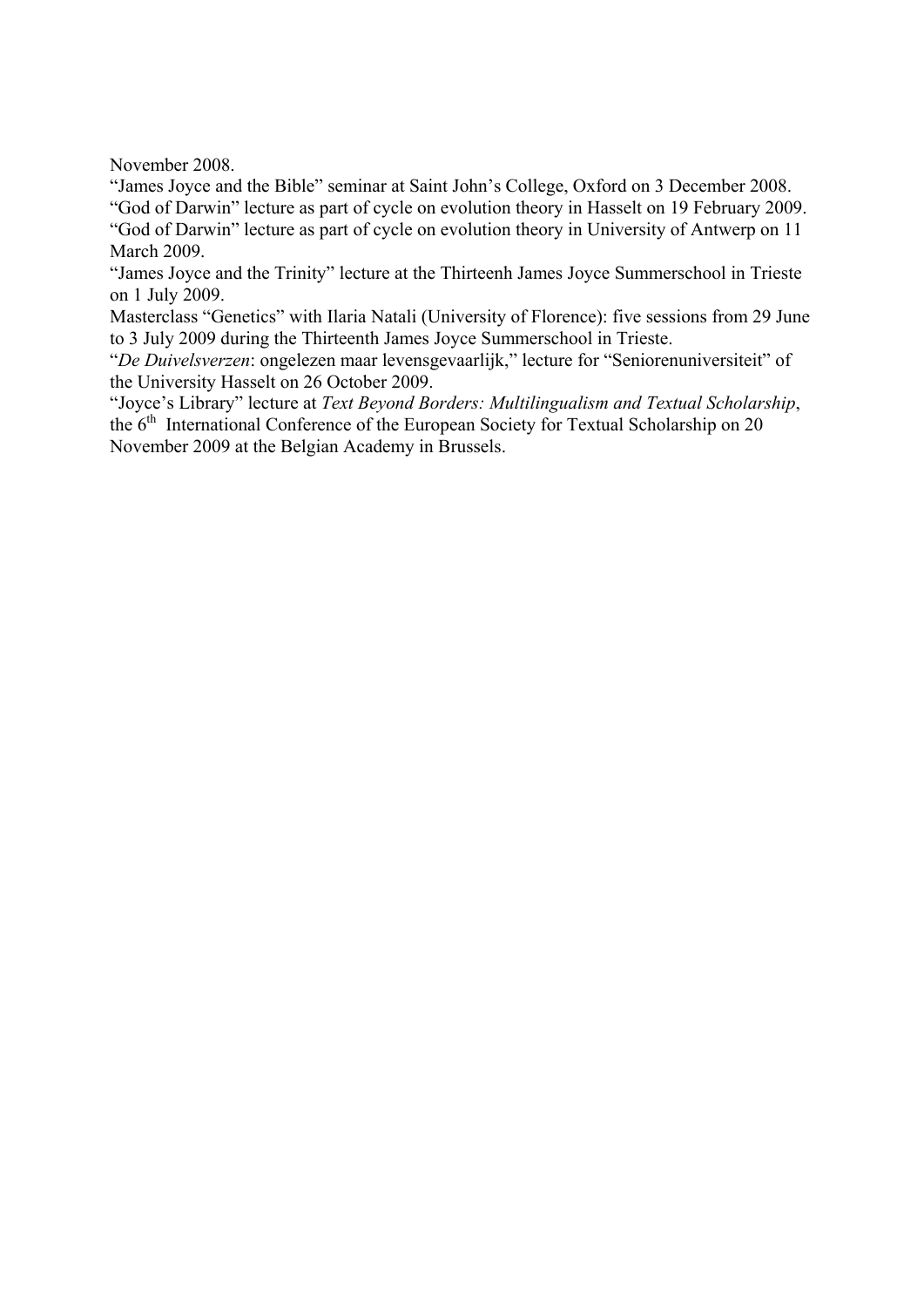November 2008.

“James Joyce and the Bible” seminar at Saint John’s College, Oxford on 3 December 2008.

“God of Darwin” lecture as part of cycle on evolution theory in Hasselt on 19 February 2009.

“God of Darwin” lecture as part of cycle on evolution theory in University of Antwerp on 11 March 2009.

“James Joyce and the Trinity” lecture at the Thirteenh James Joyce Summerschool in Trieste on 1 July 2009.

Masterclass “Genetics” with Ilaria Natali (University of Florence): five sessions from 29 June to 3 July 2009 during the Thirteenth James Joyce Summerschool in Trieste.

“*De Duivelsverzen*: ongelezen maar levensgevaarlijk,” lecture for “Seniorenuniversiteit” of the University Hasselt on 26 October 2009.

“Joyce’s Library” lecture at *Text Beyond Borders: Multilingualism and Textual Scholarship*, the 6th International Conference of the European Society for Textual Scholarship on 20 November 2009 at the Belgian Academy in Brussels.